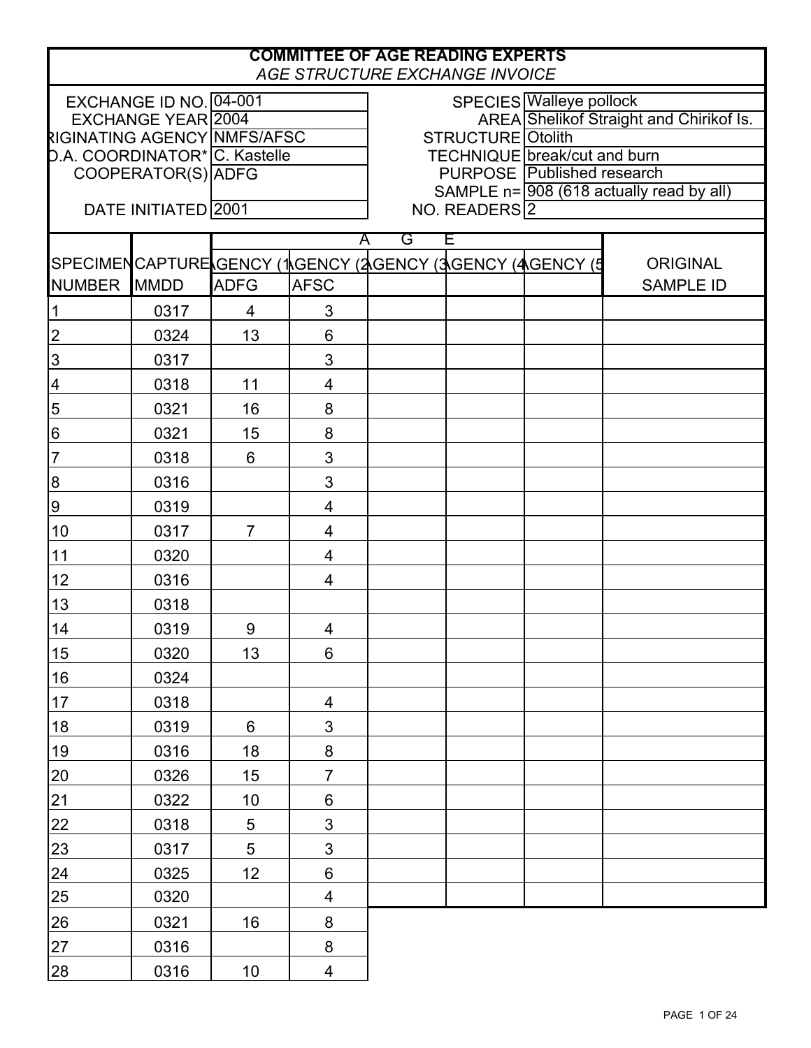# COMMITTEE OF AGE READING EXPERTS

*AGE STRUCTURE EXCHANGE INVOICE*

| | | | |
|---|---|---|---|
| EXCHANGE ID NO. | 04-001 | SPECIES | Walleye pollock |
| EXCHANGE YEAR | 2004 | AREA | Shelikof Straight and Chirikof Is. |
| ORIGINATING AGENCY | NMFS/AFSC | STRUCTURE | Otolith |
| O.A. COORDINATOR* | C. Kastelle | TECHNIQUE | break/cut and burn |
| COOPERATOR(S) | ADFG | PURPOSE | Published research |
| | | SAMPLE n= | 908 (618 actually read by all) |
| DATE INITIATED | 2001 | NO. READERS | 2 |

| SPECIMEN NUMBER | CAPTURE MMDD | AGE: AGENCY (1) ADFG | AGENCY (2) AFSC | AGENCY (3) | AGENCY (4) | AGENCY (5) | ORIGINAL SAMPLE ID |
|---|---|---|---|---|---|---|---|
| 1 | 0317 | 4 | 3 | | | | |
| 2 | 0324 | 13 | 6 | | | | |
| 3 | 0317 | | 3 | | | | |
| 4 | 0318 | 11 | 4 | | | | |
| 5 | 0321 | 16 | 8 | | | | |
| 6 | 0321 | 15 | 8 | | | | |
| 7 | 0318 | 6 | 3 | | | | |
| 8 | 0316 | | 3 | | | | |
| 9 | 0319 | | 4 | | | | |
| 10 | 0317 | 7 | 4 | | | | |
| 11 | 0320 | | 4 | | | | |
| 12 | 0316 | | 4 | | | | |
| 13 | 0318 | | | | | | |
| 14 | 0319 | 9 | 4 | | | | |
| 15 | 0320 | 13 | 6 | | | | |
| 16 | 0324 | | | | | | |
| 17 | 0318 | | 4 | | | | |
| 18 | 0319 | 6 | 3 | | | | |
| 19 | 0316 | 18 | 8 | | | | |
| 20 | 0326 | 15 | 7 | | | | |
| 21 | 0322 | 10 | 6 | | | | |
| 22 | 0318 | 5 | 3 | | | | |
| 23 | 0317 | 5 | 3 | | | | |
| 24 | 0325 | 12 | 6 | | | | |
| 25 | 0320 | | 4 | | | | |
| 26 | 0321 | 16 | 8 | | | | |
| 27 | 0316 | | 8 | | | | |
| 28 | 0316 | 10 | 4 | | | | |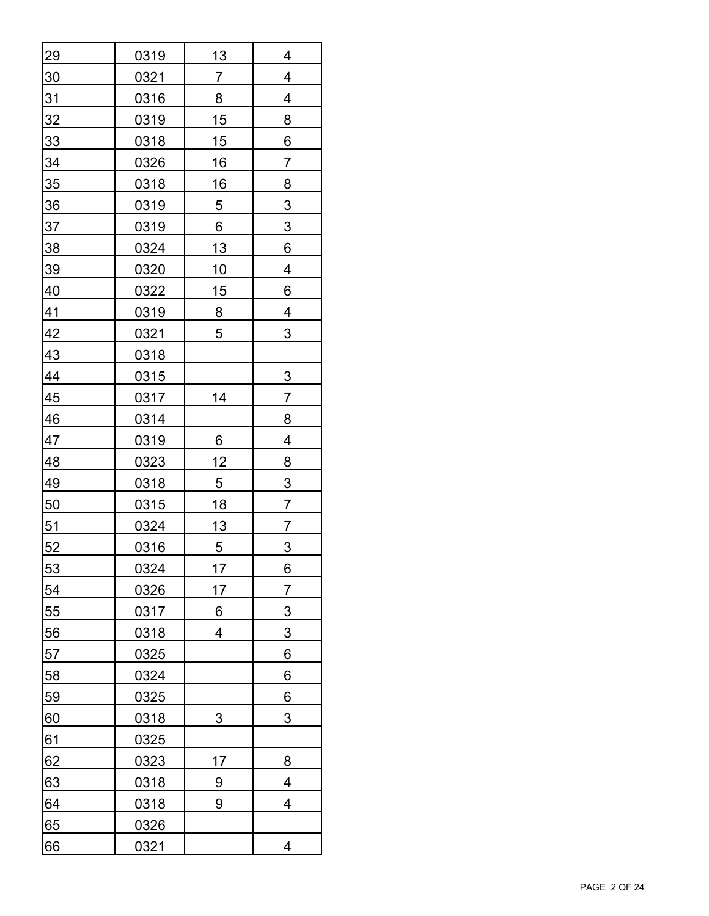| | | | |
|---|---|---|---|
| 29 | 0319 | 13 | 4 |
| 30 | 0321 | 7 | 4 |
| 31 | 0316 | 8 | 4 |
| 32 | 0319 | 15 | 8 |
| 33 | 0318 | 15 | 6 |
| 34 | 0326 | 16 | 7 |
| 35 | 0318 | 16 | 8 |
| 36 | 0319 | 5 | 3 |
| 37 | 0319 | 6 | 3 |
| 38 | 0324 | 13 | 6 |
| 39 | 0320 | 10 | 4 |
| 40 | 0322 | 15 | 6 |
| 41 | 0319 | 8 | 4 |
| 42 | 0321 | 5 | 3 |
| 43 | 0318 | | |
| 44 | 0315 | | 3 |
| 45 | 0317 | 14 | 7 |
| 46 | 0314 | | 8 |
| 47 | 0319 | 6 | 4 |
| 48 | 0323 | 12 | 8 |
| 49 | 0318 | 5 | 3 |
| 50 | 0315 | 18 | 7 |
| 51 | 0324 | 13 | 7 |
| 52 | 0316 | 5 | 3 |
| 53 | 0324 | 17 | 6 |
| 54 | 0326 | 17 | 7 |
| 55 | 0317 | 6 | 3 |
| 56 | 0318 | 4 | 3 |
| 57 | 0325 | | 6 |
| 58 | 0324 | | 6 |
| 59 | 0325 | | 6 |
| 60 | 0318 | 3 | 3 |
| 61 | 0325 | | |
| 62 | 0323 | 17 | 8 |
| 63 | 0318 | 9 | 4 |
| 64 | 0318 | 9 | 4 |
| 65 | 0326 | | |
| 66 | 0321 | | 4 |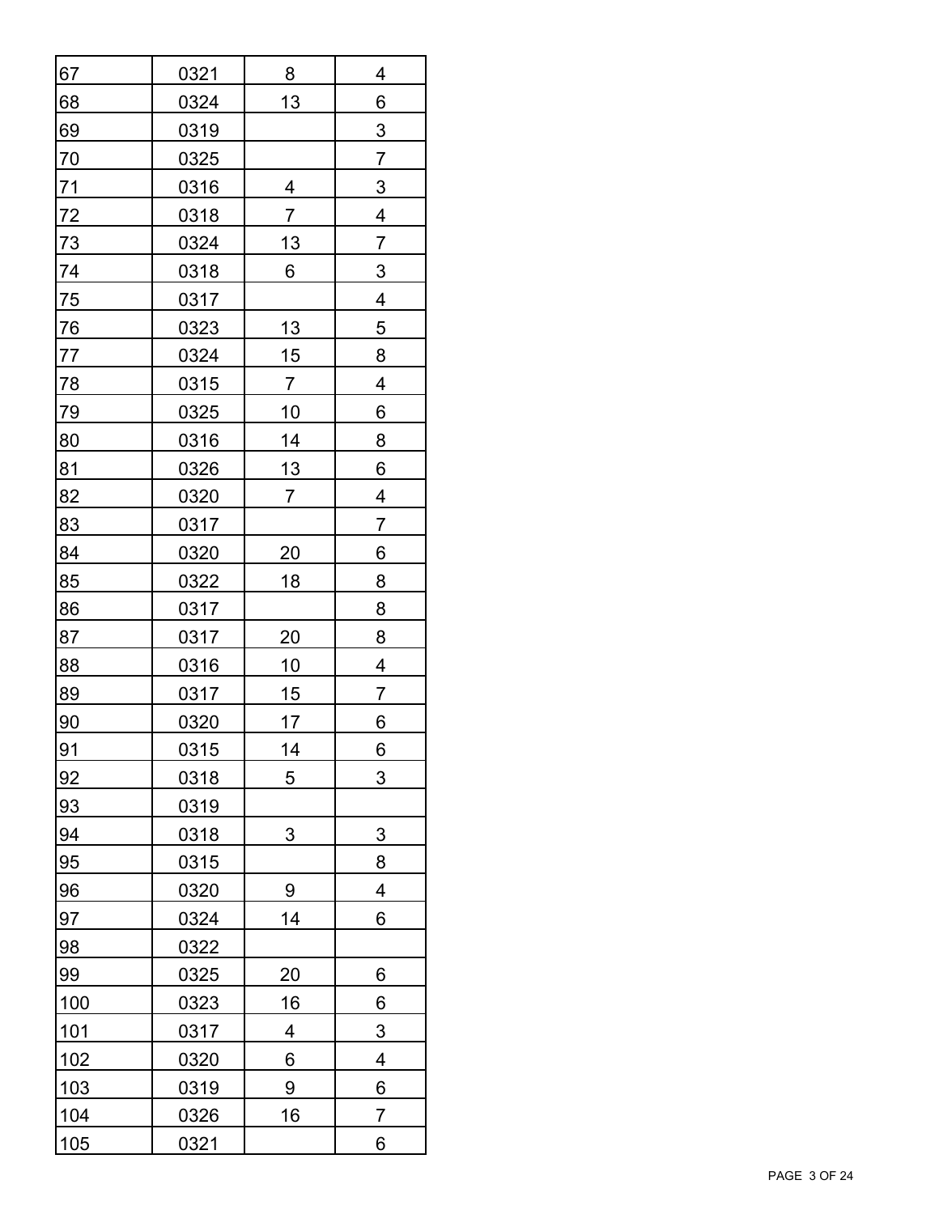| | | | |
|---|---|---|---|
| 67 | 0321 | 8 | 4 |
| 68 | 0324 | 13 | 6 |
| 69 | 0319 | | 3 |
| 70 | 0325 | | 7 |
| 71 | 0316 | 4 | 3 |
| 72 | 0318 | 7 | 4 |
| 73 | 0324 | 13 | 7 |
| 74 | 0318 | 6 | 3 |
| 75 | 0317 | | 4 |
| 76 | 0323 | 13 | 5 |
| 77 | 0324 | 15 | 8 |
| 78 | 0315 | 7 | 4 |
| 79 | 0325 | 10 | 6 |
| 80 | 0316 | 14 | 8 |
| 81 | 0326 | 13 | 6 |
| 82 | 0320 | 7 | 4 |
| 83 | 0317 | | 7 |
| 84 | 0320 | 20 | 6 |
| 85 | 0322 | 18 | 8 |
| 86 | 0317 | | 8 |
| 87 | 0317 | 20 | 8 |
| 88 | 0316 | 10 | 4 |
| 89 | 0317 | 15 | 7 |
| 90 | 0320 | 17 | 6 |
| 91 | 0315 | 14 | 6 |
| 92 | 0318 | 5 | 3 |
| 93 | 0319 | | |
| 94 | 0318 | 3 | 3 |
| 95 | 0315 | | 8 |
| 96 | 0320 | 9 | 4 |
| 97 | 0324 | 14 | 6 |
| 98 | 0322 | | |
| 99 | 0325 | 20 | 6 |
| 100 | 0323 | 16 | 6 |
| 101 | 0317 | 4 | 3 |
| 102 | 0320 | 6 | 4 |
| 103 | 0319 | 9 | 6 |
| 104 | 0326 | 16 | 7 |
| 105 | 0321 | | 6 |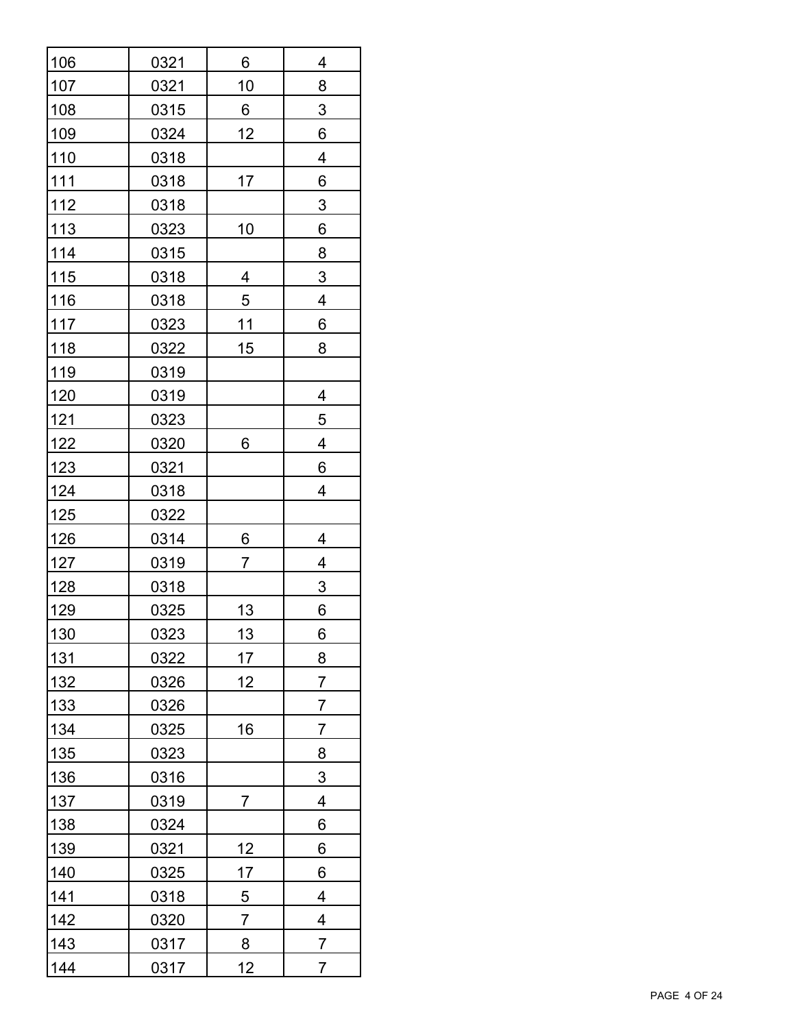| | | | |
|---|---|---|---|
| 106 | 0321 | 6 | 4 |
| 107 | 0321 | 10 | 8 |
| 108 | 0315 | 6 | 3 |
| 109 | 0324 | 12 | 6 |
| 110 | 0318 | | 4 |
| 111 | 0318 | 17 | 6 |
| 112 | 0318 | | 3 |
| 113 | 0323 | 10 | 6 |
| 114 | 0315 | | 8 |
| 115 | 0318 | 4 | 3 |
| 116 | 0318 | 5 | 4 |
| 117 | 0323 | 11 | 6 |
| 118 | 0322 | 15 | 8 |
| 119 | 0319 | | |
| 120 | 0319 | | 4 |
| 121 | 0323 | | 5 |
| 122 | 0320 | 6 | 4 |
| 123 | 0321 | | 6 |
| 124 | 0318 | | 4 |
| 125 | 0322 | | |
| 126 | 0314 | 6 | 4 |
| 127 | 0319 | 7 | 4 |
| 128 | 0318 | | 3 |
| 129 | 0325 | 13 | 6 |
| 130 | 0323 | 13 | 6 |
| 131 | 0322 | 17 | 8 |
| 132 | 0326 | 12 | 7 |
| 133 | 0326 | | 7 |
| 134 | 0325 | 16 | 7 |
| 135 | 0323 | | 8 |
| 136 | 0316 | | 3 |
| 137 | 0319 | 7 | 4 |
| 138 | 0324 | | 6 |
| 139 | 0321 | 12 | 6 |
| 140 | 0325 | 17 | 6 |
| 141 | 0318 | 5 | 4 |
| 142 | 0320 | 7 | 4 |
| 143 | 0317 | 8 | 7 |
| 144 | 0317 | 12 | 7 |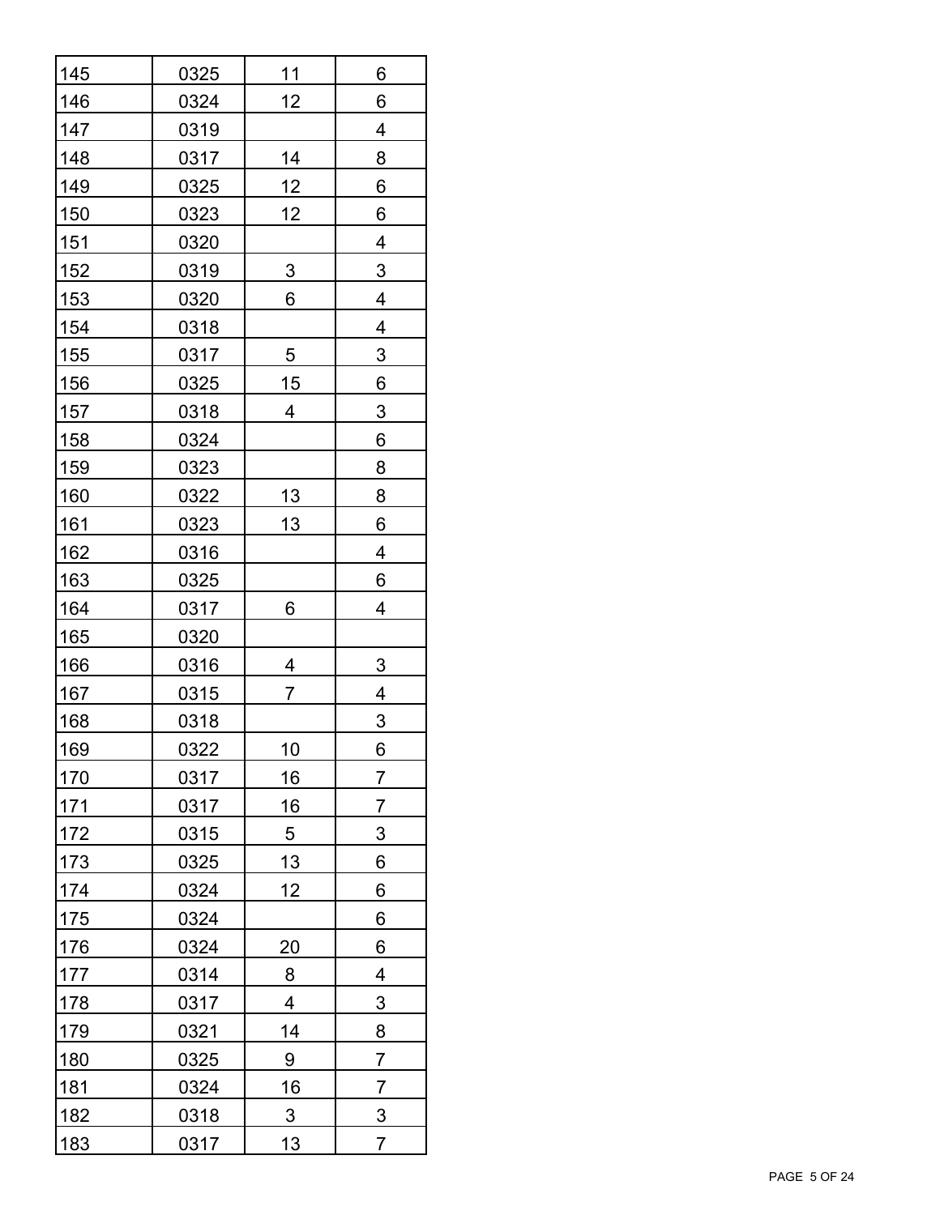| | | | |
|---|---|---|---|
| 145 | 0325 | 11 | 6 |
| 146 | 0324 | 12 | 6 |
| 147 | 0319 | | 4 |
| 148 | 0317 | 14 | 8 |
| 149 | 0325 | 12 | 6 |
| 150 | 0323 | 12 | 6 |
| 151 | 0320 | | 4 |
| 152 | 0319 | 3 | 3 |
| 153 | 0320 | 6 | 4 |
| 154 | 0318 | | 4 |
| 155 | 0317 | 5 | 3 |
| 156 | 0325 | 15 | 6 |
| 157 | 0318 | 4 | 3 |
| 158 | 0324 | | 6 |
| 159 | 0323 | | 8 |
| 160 | 0322 | 13 | 8 |
| 161 | 0323 | 13 | 6 |
| 162 | 0316 | | 4 |
| 163 | 0325 | | 6 |
| 164 | 0317 | 6 | 4 |
| 165 | 0320 | | |
| 166 | 0316 | 4 | 3 |
| 167 | 0315 | 7 | 4 |
| 168 | 0318 | | 3 |
| 169 | 0322 | 10 | 6 |
| 170 | 0317 | 16 | 7 |
| 171 | 0317 | 16 | 7 |
| 172 | 0315 | 5 | 3 |
| 173 | 0325 | 13 | 6 |
| 174 | 0324 | 12 | 6 |
| 175 | 0324 | | 6 |
| 176 | 0324 | 20 | 6 |
| 177 | 0314 | 8 | 4 |
| 178 | 0317 | 4 | 3 |
| 179 | 0321 | 14 | 8 |
| 180 | 0325 | 9 | 7 |
| 181 | 0324 | 16 | 7 |
| 182 | 0318 | 3 | 3 |
| 183 | 0317 | 13 | 7 |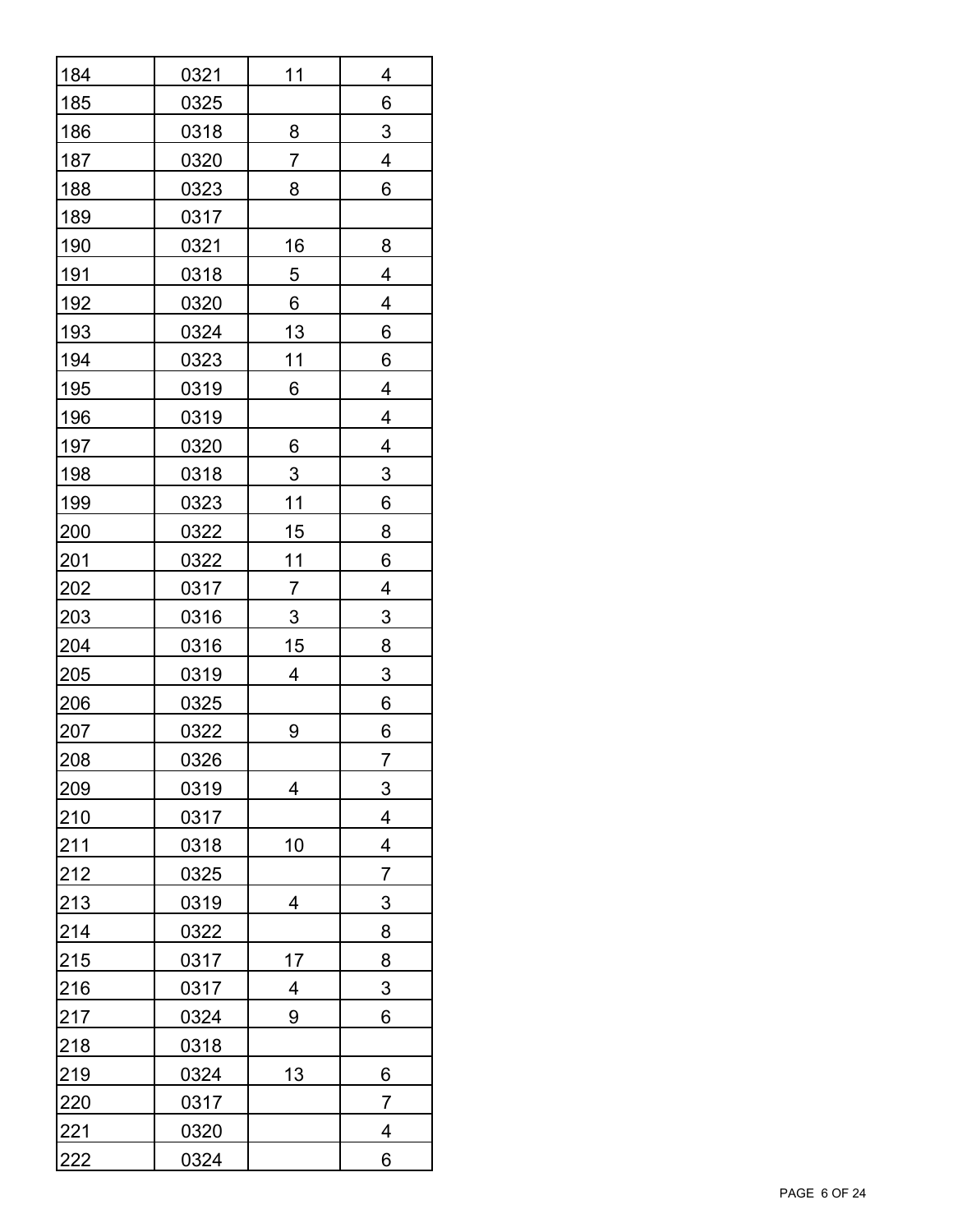| | | | |
|---|---|---|---|
| 184 | 0321 | 11 | 4 |
| 185 | 0325 | | 6 |
| 186 | 0318 | 8 | 3 |
| 187 | 0320 | 7 | 4 |
| 188 | 0323 | 8 | 6 |
| 189 | 0317 | | |
| 190 | 0321 | 16 | 8 |
| 191 | 0318 | 5 | 4 |
| 192 | 0320 | 6 | 4 |
| 193 | 0324 | 13 | 6 |
| 194 | 0323 | 11 | 6 |
| 195 | 0319 | 6 | 4 |
| 196 | 0319 | | 4 |
| 197 | 0320 | 6 | 4 |
| 198 | 0318 | 3 | 3 |
| 199 | 0323 | 11 | 6 |
| 200 | 0322 | 15 | 8 |
| 201 | 0322 | 11 | 6 |
| 202 | 0317 | 7 | 4 |
| 203 | 0316 | 3 | 3 |
| 204 | 0316 | 15 | 8 |
| 205 | 0319 | 4 | 3 |
| 206 | 0325 | | 6 |
| 207 | 0322 | 9 | 6 |
| 208 | 0326 | | 7 |
| 209 | 0319 | 4 | 3 |
| 210 | 0317 | | 4 |
| 211 | 0318 | 10 | 4 |
| 212 | 0325 | | 7 |
| 213 | 0319 | 4 | 3 |
| 214 | 0322 | | 8 |
| 215 | 0317 | 17 | 8 |
| 216 | 0317 | 4 | 3 |
| 217 | 0324 | 9 | 6 |
| 218 | 0318 | | |
| 219 | 0324 | 13 | 6 |
| 220 | 0317 | | 7 |
| 221 | 0320 | | 4 |
| 222 | 0324 | | 6 |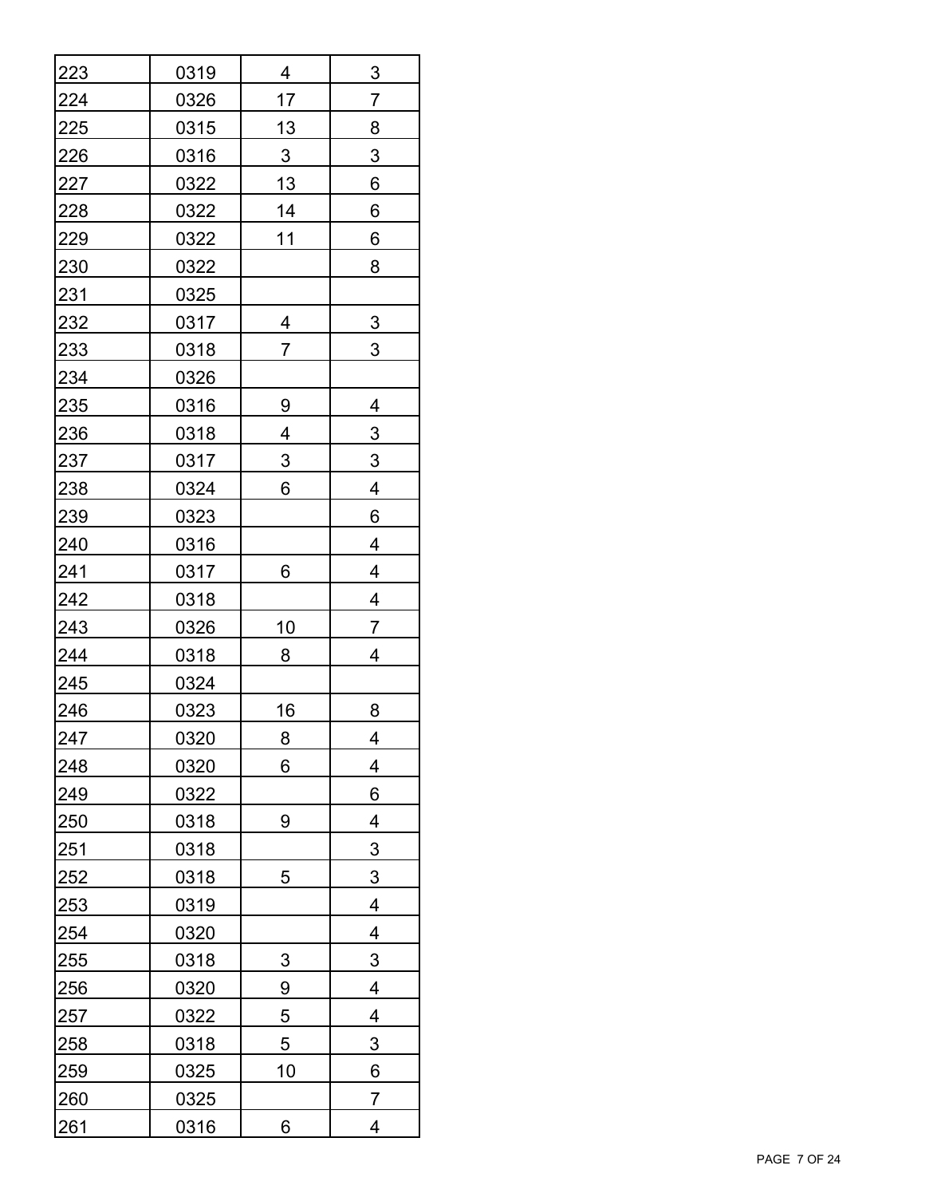| | | | |
|---|---|---|---|
| 223 | 0319 | 4 | 3 |
| 224 | 0326 | 17 | 7 |
| 225 | 0315 | 13 | 8 |
| 226 | 0316 | 3 | 3 |
| 227 | 0322 | 13 | 6 |
| 228 | 0322 | 14 | 6 |
| 229 | 0322 | 11 | 6 |
| 230 | 0322 | | 8 |
| 231 | 0325 | | |
| 232 | 0317 | 4 | 3 |
| 233 | 0318 | 7 | 3 |
| 234 | 0326 | | |
| 235 | 0316 | 9 | 4 |
| 236 | 0318 | 4 | 3 |
| 237 | 0317 | 3 | 3 |
| 238 | 0324 | 6 | 4 |
| 239 | 0323 | | 6 |
| 240 | 0316 | | 4 |
| 241 | 0317 | 6 | 4 |
| 242 | 0318 | | 4 |
| 243 | 0326 | 10 | 7 |
| 244 | 0318 | 8 | 4 |
| 245 | 0324 | | |
| 246 | 0323 | 16 | 8 |
| 247 | 0320 | 8 | 4 |
| 248 | 0320 | 6 | 4 |
| 249 | 0322 | | 6 |
| 250 | 0318 | 9 | 4 |
| 251 | 0318 | | 3 |
| 252 | 0318 | 5 | 3 |
| 253 | 0319 | | 4 |
| 254 | 0320 | | 4 |
| 255 | 0318 | 3 | 3 |
| 256 | 0320 | 9 | 4 |
| 257 | 0322 | 5 | 4 |
| 258 | 0318 | 5 | 3 |
| 259 | 0325 | 10 | 6 |
| 260 | 0325 | | 7 |
| 261 | 0316 | 6 | 4 |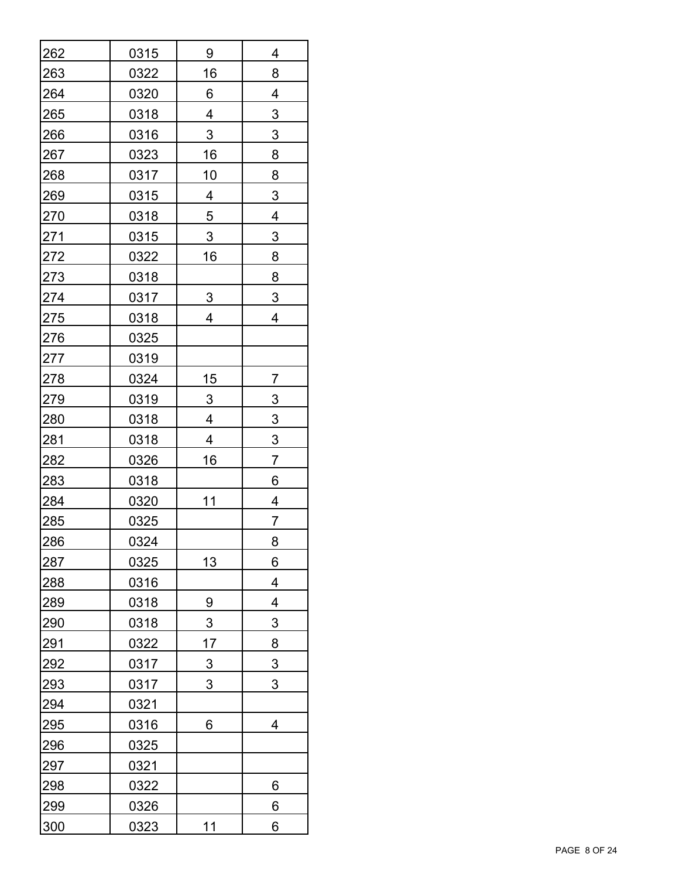| | | | |
|---|---|---|---|
| 262 | 0315 | 9 | 4 |
| 263 | 0322 | 16 | 8 |
| 264 | 0320 | 6 | 4 |
| 265 | 0318 | 4 | 3 |
| 266 | 0316 | 3 | 3 |
| 267 | 0323 | 16 | 8 |
| 268 | 0317 | 10 | 8 |
| 269 | 0315 | 4 | 3 |
| 270 | 0318 | 5 | 4 |
| 271 | 0315 | 3 | 3 |
| 272 | 0322 | 16 | 8 |
| 273 | 0318 | | 8 |
| 274 | 0317 | 3 | 3 |
| 275 | 0318 | 4 | 4 |
| 276 | 0325 | | |
| 277 | 0319 | | |
| 278 | 0324 | 15 | 7 |
| 279 | 0319 | 3 | 3 |
| 280 | 0318 | 4 | 3 |
| 281 | 0318 | 4 | 3 |
| 282 | 0326 | 16 | 7 |
| 283 | 0318 | | 6 |
| 284 | 0320 | 11 | 4 |
| 285 | 0325 | | 7 |
| 286 | 0324 | | 8 |
| 287 | 0325 | 13 | 6 |
| 288 | 0316 | | 4 |
| 289 | 0318 | 9 | 4 |
| 290 | 0318 | 3 | 3 |
| 291 | 0322 | 17 | 8 |
| 292 | 0317 | 3 | 3 |
| 293 | 0317 | 3 | 3 |
| 294 | 0321 | | |
| 295 | 0316 | 6 | 4 |
| 296 | 0325 | | |
| 297 | 0321 | | |
| 298 | 0322 | | 6 |
| 299 | 0326 | | 6 |
| 300 | 0323 | 11 | 6 |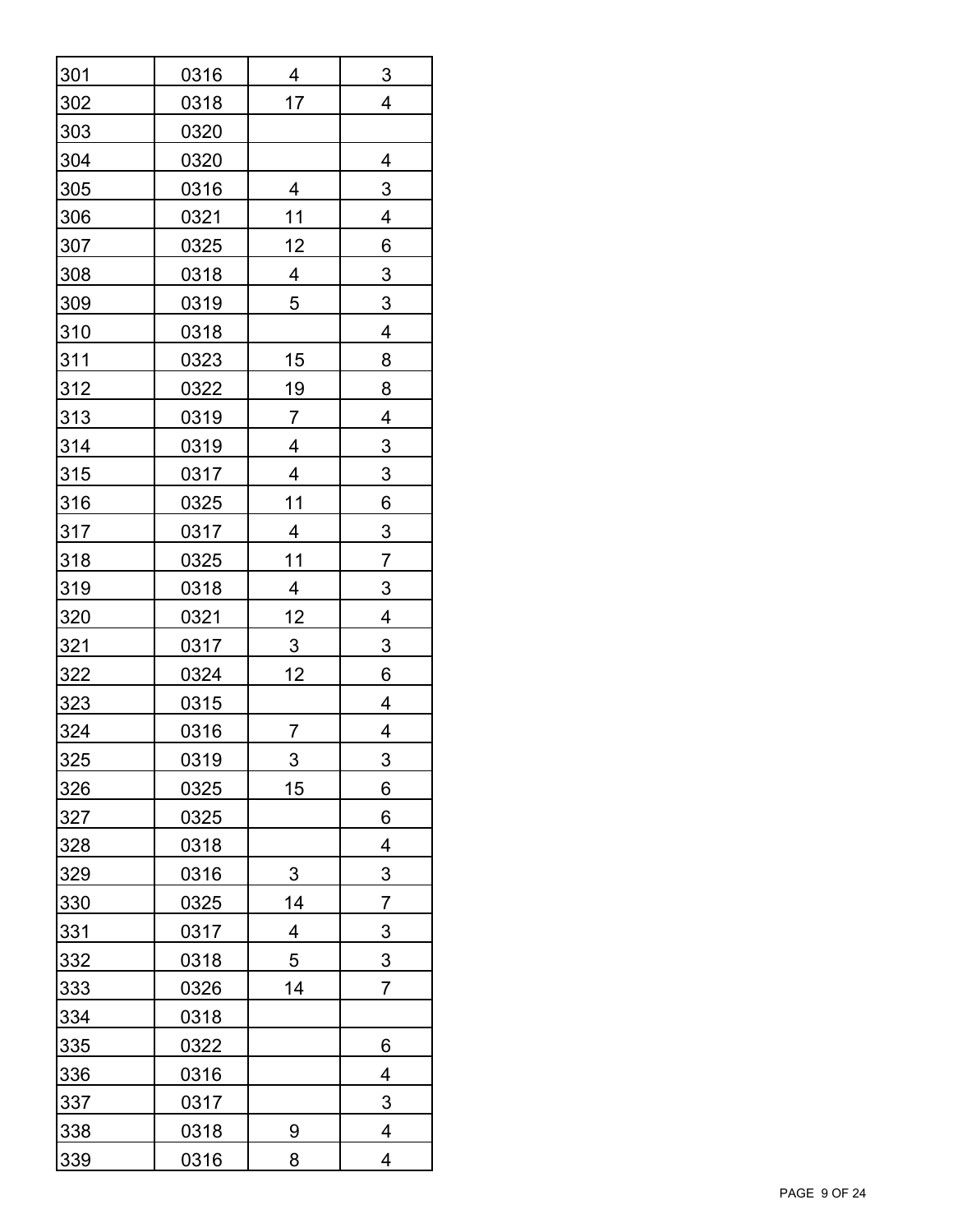| | | | |
|---|---|---|---|
| 301 | 0316 | 4 | 3 |
| 302 | 0318 | 17 | 4 |
| 303 | 0320 | | |
| 304 | 0320 | | 4 |
| 305 | 0316 | 4 | 3 |
| 306 | 0321 | 11 | 4 |
| 307 | 0325 | 12 | 6 |
| 308 | 0318 | 4 | 3 |
| 309 | 0319 | 5 | 3 |
| 310 | 0318 | | 4 |
| 311 | 0323 | 15 | 8 |
| 312 | 0322 | 19 | 8 |
| 313 | 0319 | 7 | 4 |
| 314 | 0319 | 4 | 3 |
| 315 | 0317 | 4 | 3 |
| 316 | 0325 | 11 | 6 |
| 317 | 0317 | 4 | 3 |
| 318 | 0325 | 11 | 7 |
| 319 | 0318 | 4 | 3 |
| 320 | 0321 | 12 | 4 |
| 321 | 0317 | 3 | 3 |
| 322 | 0324 | 12 | 6 |
| 323 | 0315 | | 4 |
| 324 | 0316 | 7 | 4 |
| 325 | 0319 | 3 | 3 |
| 326 | 0325 | 15 | 6 |
| 327 | 0325 | | 6 |
| 328 | 0318 | | 4 |
| 329 | 0316 | 3 | 3 |
| 330 | 0325 | 14 | 7 |
| 331 | 0317 | 4 | 3 |
| 332 | 0318 | 5 | 3 |
| 333 | 0326 | 14 | 7 |
| 334 | 0318 | | |
| 335 | 0322 | | 6 |
| 336 | 0316 | | 4 |
| 337 | 0317 | | 3 |
| 338 | 0318 | 9 | 4 |
| 339 | 0316 | 8 | 4 |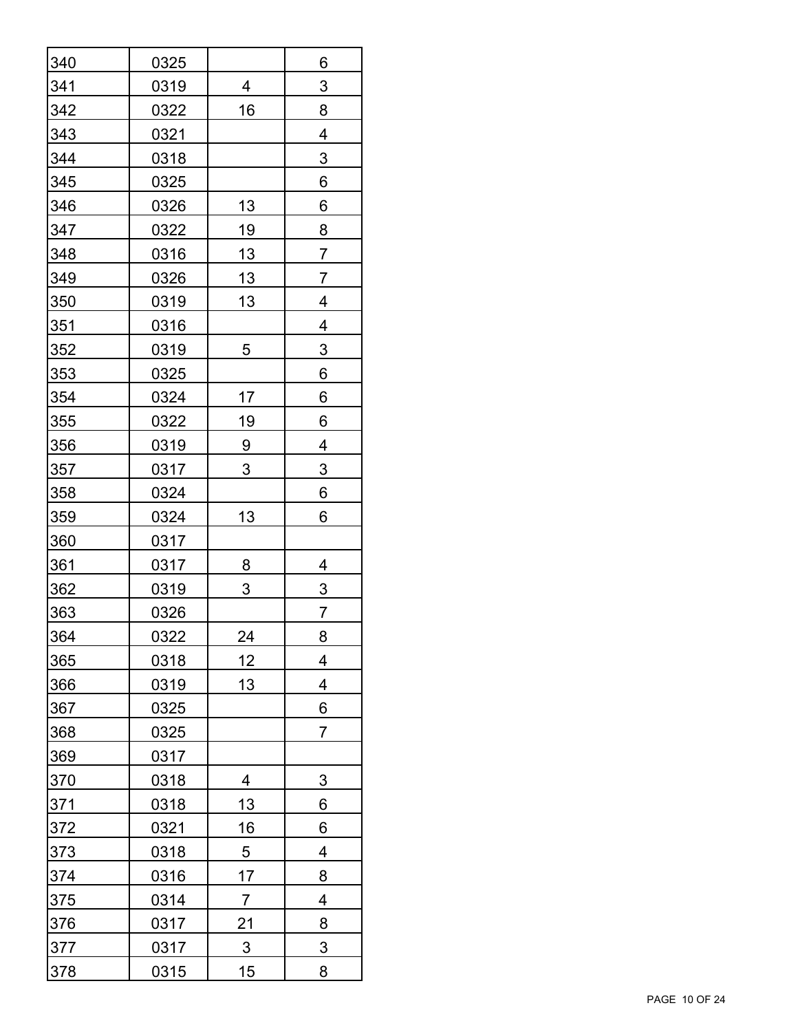| | | | |
|---|---|---|---|
| 340 | 0325 | | 6 |
| 341 | 0319 | 4 | 3 |
| 342 | 0322 | 16 | 8 |
| 343 | 0321 | | 4 |
| 344 | 0318 | | 3 |
| 345 | 0325 | | 6 |
| 346 | 0326 | 13 | 6 |
| 347 | 0322 | 19 | 8 |
| 348 | 0316 | 13 | 7 |
| 349 | 0326 | 13 | 7 |
| 350 | 0319 | 13 | 4 |
| 351 | 0316 | | 4 |
| 352 | 0319 | 5 | 3 |
| 353 | 0325 | | 6 |
| 354 | 0324 | 17 | 6 |
| 355 | 0322 | 19 | 6 |
| 356 | 0319 | 9 | 4 |
| 357 | 0317 | 3 | 3 |
| 358 | 0324 | | 6 |
| 359 | 0324 | 13 | 6 |
| 360 | 0317 | | |
| 361 | 0317 | 8 | 4 |
| 362 | 0319 | 3 | 3 |
| 363 | 0326 | | 7 |
| 364 | 0322 | 24 | 8 |
| 365 | 0318 | 12 | 4 |
| 366 | 0319 | 13 | 4 |
| 367 | 0325 | | 6 |
| 368 | 0325 | | 7 |
| 369 | 0317 | | |
| 370 | 0318 | 4 | 3 |
| 371 | 0318 | 13 | 6 |
| 372 | 0321 | 16 | 6 |
| 373 | 0318 | 5 | 4 |
| 374 | 0316 | 17 | 8 |
| 375 | 0314 | 7 | 4 |
| 376 | 0317 | 21 | 8 |
| 377 | 0317 | 3 | 3 |
| 378 | 0315 | 15 | 8 |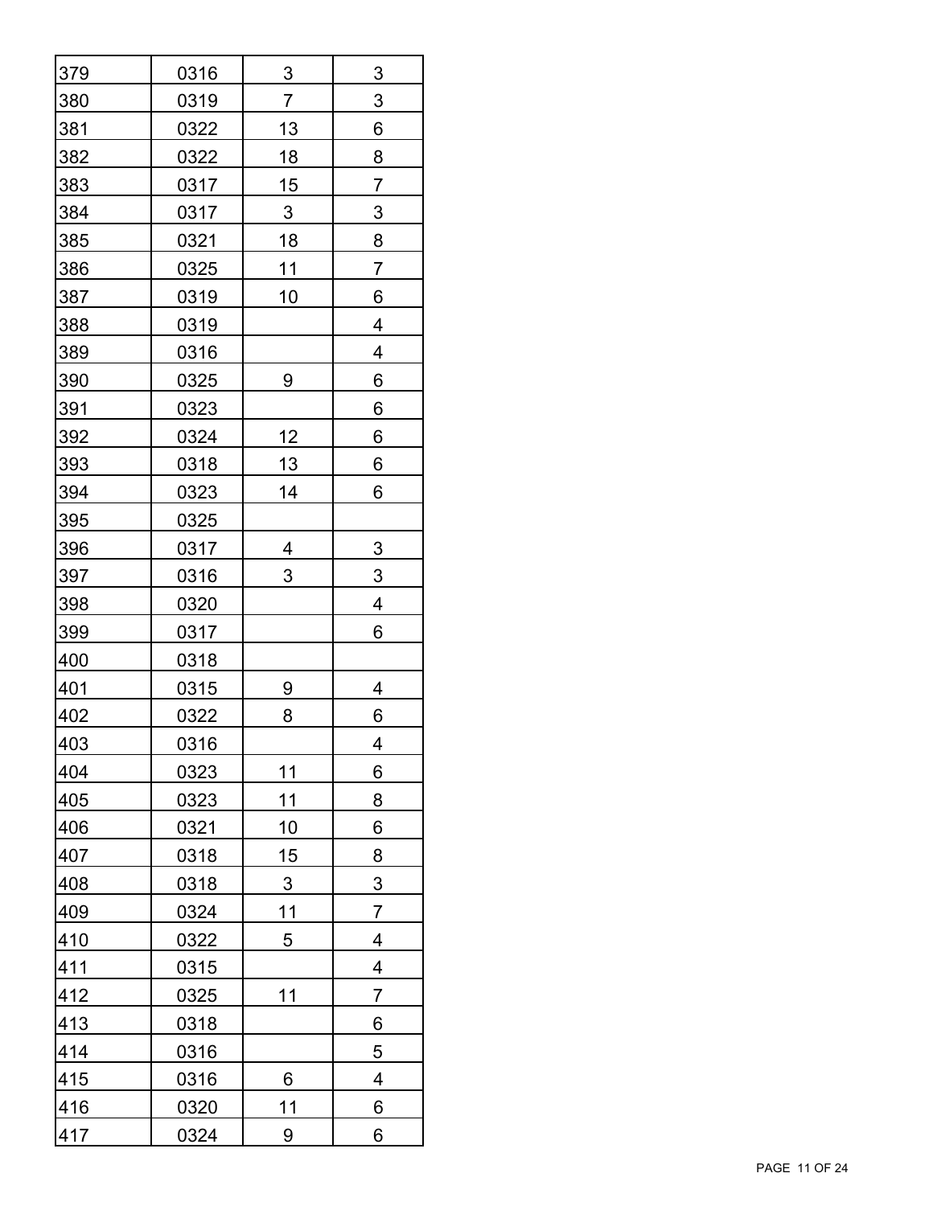| | | | |
|---|---|---|---|
| 379 | 0316 | 3 | 3 |
| 380 | 0319 | 7 | 3 |
| 381 | 0322 | 13 | 6 |
| 382 | 0322 | 18 | 8 |
| 383 | 0317 | 15 | 7 |
| 384 | 0317 | 3 | 3 |
| 385 | 0321 | 18 | 8 |
| 386 | 0325 | 11 | 7 |
| 387 | 0319 | 10 | 6 |
| 388 | 0319 | | 4 |
| 389 | 0316 | | 4 |
| 390 | 0325 | 9 | 6 |
| 391 | 0323 | | 6 |
| 392 | 0324 | 12 | 6 |
| 393 | 0318 | 13 | 6 |
| 394 | 0323 | 14 | 6 |
| 395 | 0325 | | |
| 396 | 0317 | 4 | 3 |
| 397 | 0316 | 3 | 3 |
| 398 | 0320 | | 4 |
| 399 | 0317 | | 6 |
| 400 | 0318 | | |
| 401 | 0315 | 9 | 4 |
| 402 | 0322 | 8 | 6 |
| 403 | 0316 | | 4 |
| 404 | 0323 | 11 | 6 |
| 405 | 0323 | 11 | 8 |
| 406 | 0321 | 10 | 6 |
| 407 | 0318 | 15 | 8 |
| 408 | 0318 | 3 | 3 |
| 409 | 0324 | 11 | 7 |
| 410 | 0322 | 5 | 4 |
| 411 | 0315 | | 4 |
| 412 | 0325 | 11 | 7 |
| 413 | 0318 | | 6 |
| 414 | 0316 | | 5 |
| 415 | 0316 | 6 | 4 |
| 416 | 0320 | 11 | 6 |
| 417 | 0324 | 9 | 6 |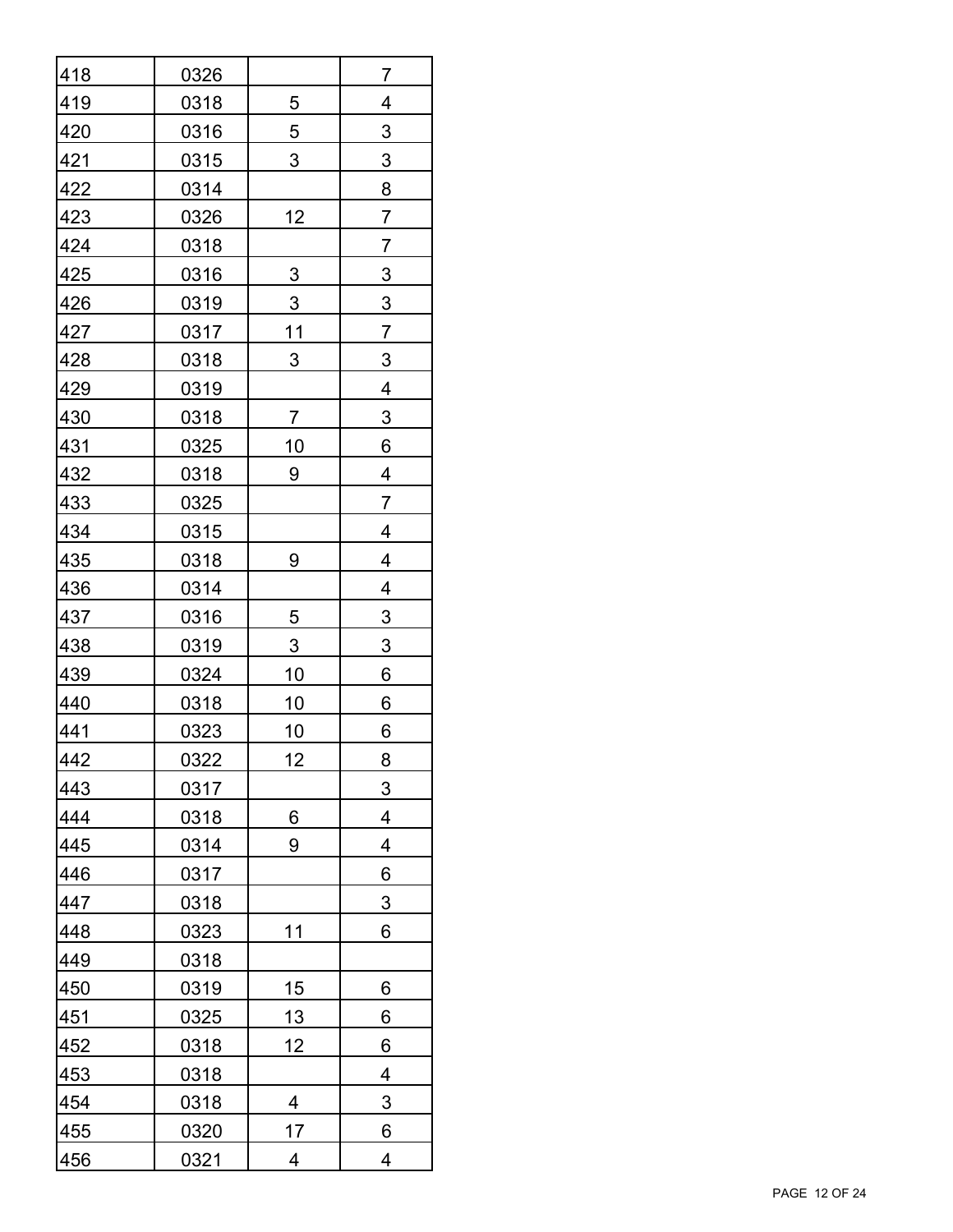| | | | |
|---|---|---|---|
| 418 | 0326 | | 7 |
| 419 | 0318 | 5 | 4 |
| 420 | 0316 | 5 | 3 |
| 421 | 0315 | 3 | 3 |
| 422 | 0314 | | 8 |
| 423 | 0326 | 12 | 7 |
| 424 | 0318 | | 7 |
| 425 | 0316 | 3 | 3 |
| 426 | 0319 | 3 | 3 |
| 427 | 0317 | 11 | 7 |
| 428 | 0318 | 3 | 3 |
| 429 | 0319 | | 4 |
| 430 | 0318 | 7 | 3 |
| 431 | 0325 | 10 | 6 |
| 432 | 0318 | 9 | 4 |
| 433 | 0325 | | 7 |
| 434 | 0315 | | 4 |
| 435 | 0318 | 9 | 4 |
| 436 | 0314 | | 4 |
| 437 | 0316 | 5 | 3 |
| 438 | 0319 | 3 | 3 |
| 439 | 0324 | 10 | 6 |
| 440 | 0318 | 10 | 6 |
| 441 | 0323 | 10 | 6 |
| 442 | 0322 | 12 | 8 |
| 443 | 0317 | | 3 |
| 444 | 0318 | 6 | 4 |
| 445 | 0314 | 9 | 4 |
| 446 | 0317 | | 6 |
| 447 | 0318 | | 3 |
| 448 | 0323 | 11 | 6 |
| 449 | 0318 | | |
| 450 | 0319 | 15 | 6 |
| 451 | 0325 | 13 | 6 |
| 452 | 0318 | 12 | 6 |
| 453 | 0318 | | 4 |
| 454 | 0318 | 4 | 3 |
| 455 | 0320 | 17 | 6 |
| 456 | 0321 | 4 | 4 |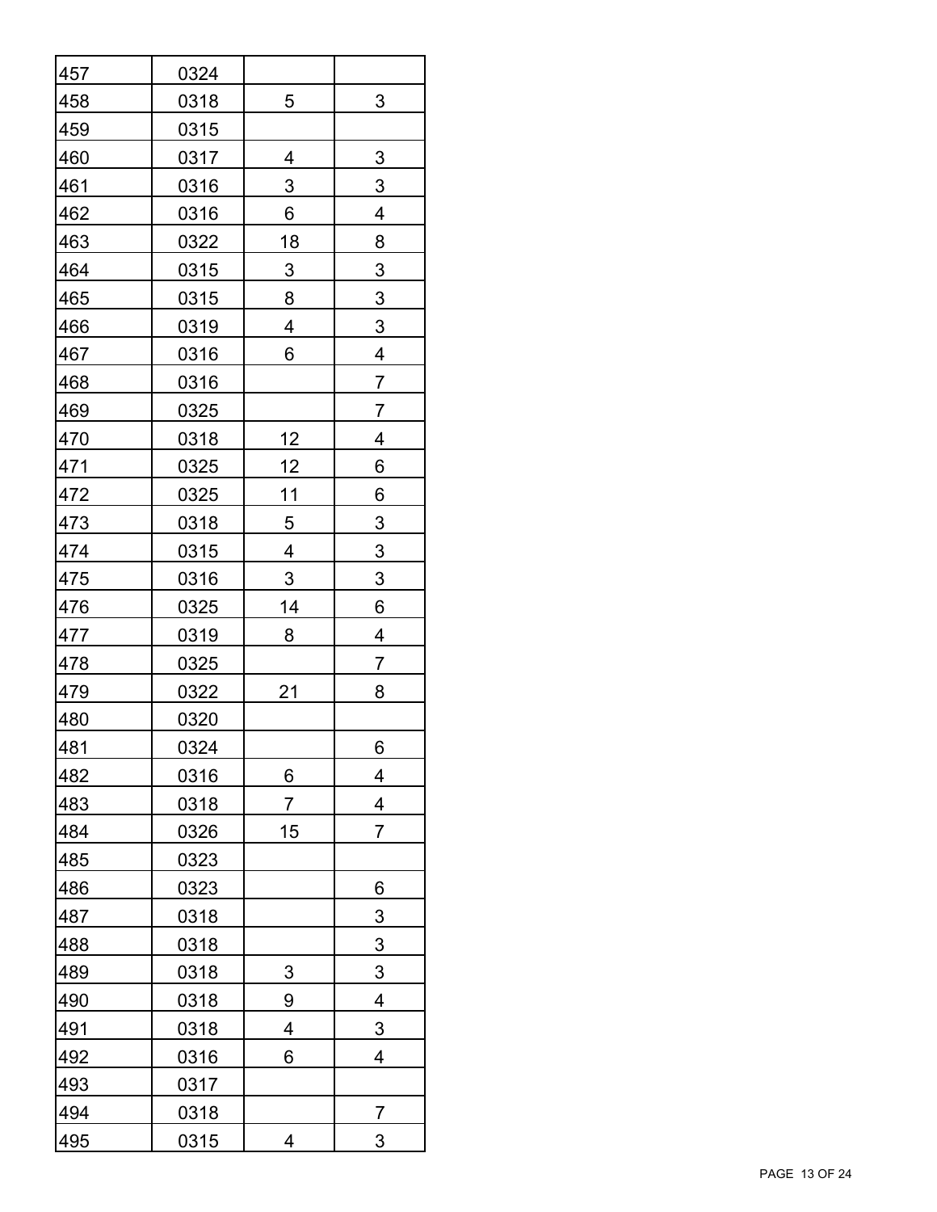| | | | |
|---|---|---|---|
| 457 | 0324 | | |
| 458 | 0318 | 5 | 3 |
| 459 | 0315 | | |
| 460 | 0317 | 4 | 3 |
| 461 | 0316 | 3 | 3 |
| 462 | 0316 | 6 | 4 |
| 463 | 0322 | 18 | 8 |
| 464 | 0315 | 3 | 3 |
| 465 | 0315 | 8 | 3 |
| 466 | 0319 | 4 | 3 |
| 467 | 0316 | 6 | 4 |
| 468 | 0316 | | 7 |
| 469 | 0325 | | 7 |
| 470 | 0318 | 12 | 4 |
| 471 | 0325 | 12 | 6 |
| 472 | 0325 | 11 | 6 |
| 473 | 0318 | 5 | 3 |
| 474 | 0315 | 4 | 3 |
| 475 | 0316 | 3 | 3 |
| 476 | 0325 | 14 | 6 |
| 477 | 0319 | 8 | 4 |
| 478 | 0325 | | 7 |
| 479 | 0322 | 21 | 8 |
| 480 | 0320 | | |
| 481 | 0324 | | 6 |
| 482 | 0316 | 6 | 4 |
| 483 | 0318 | 7 | 4 |
| 484 | 0326 | 15 | 7 |
| 485 | 0323 | | |
| 486 | 0323 | | 6 |
| 487 | 0318 | | 3 |
| 488 | 0318 | | 3 |
| 489 | 0318 | 3 | 3 |
| 490 | 0318 | 9 | 4 |
| 491 | 0318 | 4 | 3 |
| 492 | 0316 | 6 | 4 |
| 493 | 0317 | | |
| 494 | 0318 | | 7 |
| 495 | 0315 | 4 | 3 |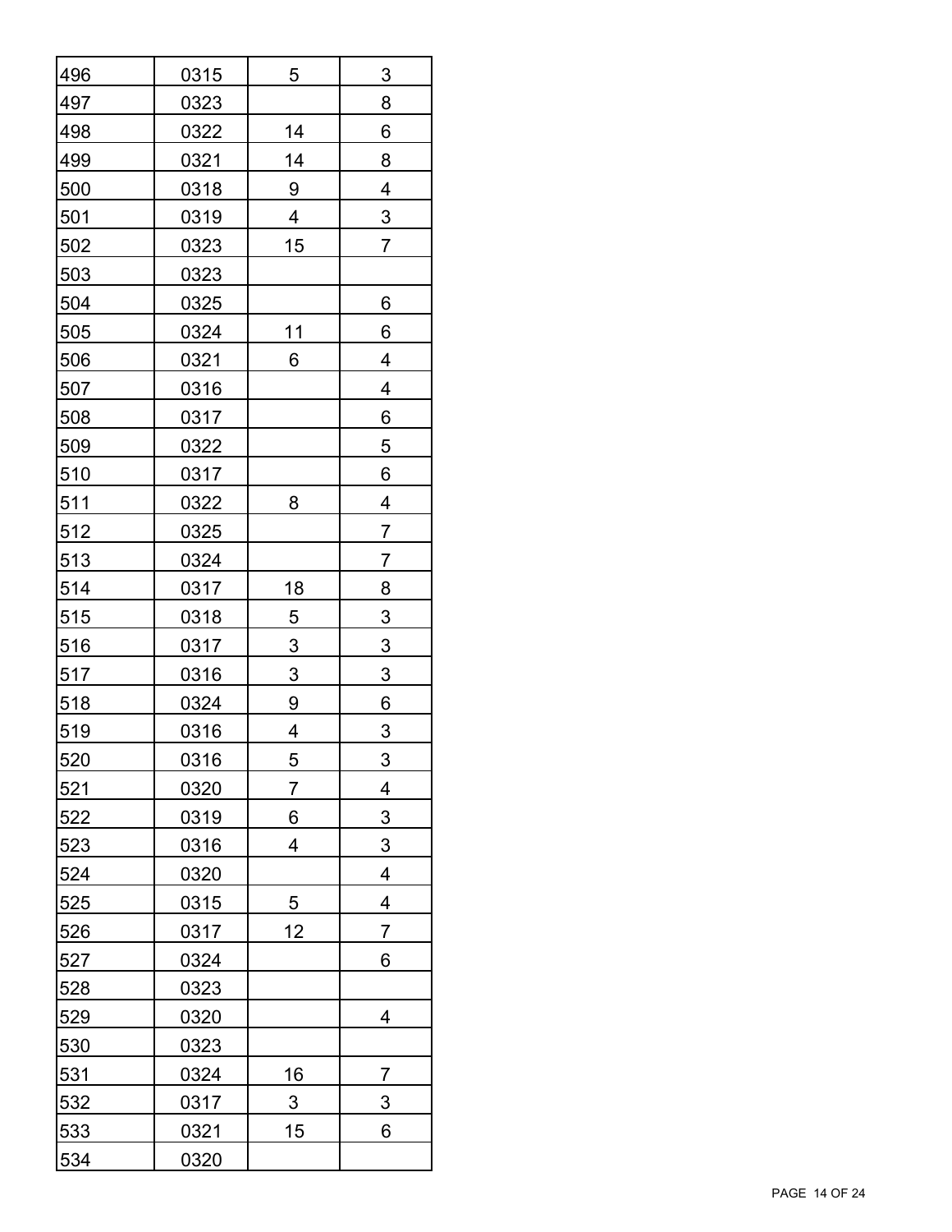| | | | |
|---|---|---|---|
| 496 | 0315 | 5 | 3 |
| 497 | 0323 | | 8 |
| 498 | 0322 | 14 | 6 |
| 499 | 0321 | 14 | 8 |
| 500 | 0318 | 9 | 4 |
| 501 | 0319 | 4 | 3 |
| 502 | 0323 | 15 | 7 |
| 503 | 0323 | | |
| 504 | 0325 | | 6 |
| 505 | 0324 | 11 | 6 |
| 506 | 0321 | 6 | 4 |
| 507 | 0316 | | 4 |
| 508 | 0317 | | 6 |
| 509 | 0322 | | 5 |
| 510 | 0317 | | 6 |
| 511 | 0322 | 8 | 4 |
| 512 | 0325 | | 7 |
| 513 | 0324 | | 7 |
| 514 | 0317 | 18 | 8 |
| 515 | 0318 | 5 | 3 |
| 516 | 0317 | 3 | 3 |
| 517 | 0316 | 3 | 3 |
| 518 | 0324 | 9 | 6 |
| 519 | 0316 | 4 | 3 |
| 520 | 0316 | 5 | 3 |
| 521 | 0320 | 7 | 4 |
| 522 | 0319 | 6 | 3 |
| 523 | 0316 | 4 | 3 |
| 524 | 0320 | | 4 |
| 525 | 0315 | 5 | 4 |
| 526 | 0317 | 12 | 7 |
| 527 | 0324 | | 6 |
| 528 | 0323 | | |
| 529 | 0320 | | 4 |
| 530 | 0323 | | |
| 531 | 0324 | 16 | 7 |
| 532 | 0317 | 3 | 3 |
| 533 | 0321 | 15 | 6 |
| 534 | 0320 | | |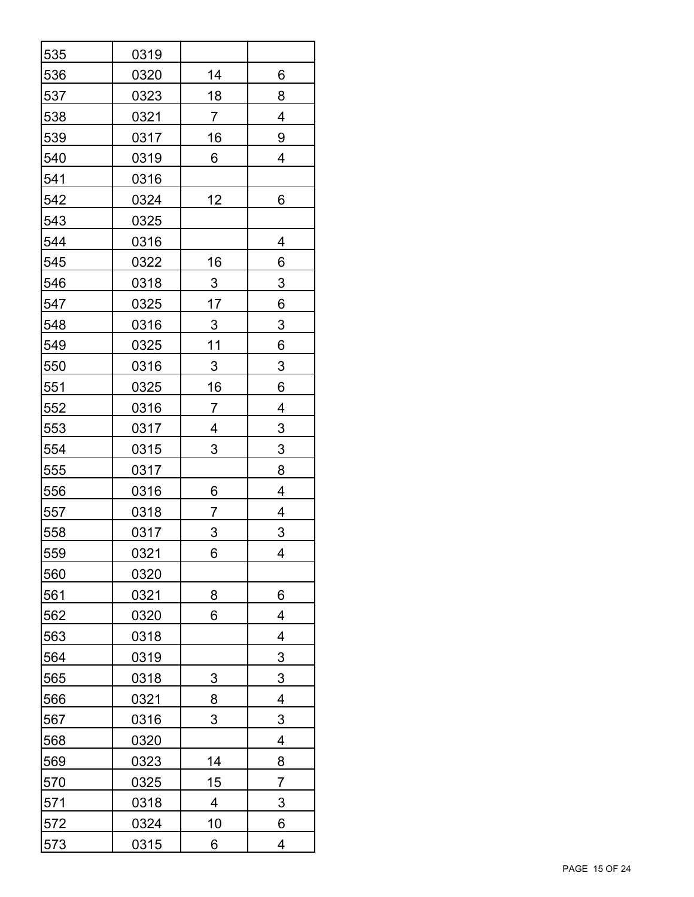| | | | |
|---|---|---|---|
| 535 | 0319 | | |
| 536 | 0320 | 14 | 6 |
| 537 | 0323 | 18 | 8 |
| 538 | 0321 | 7 | 4 |
| 539 | 0317 | 16 | 9 |
| 540 | 0319 | 6 | 4 |
| 541 | 0316 | | |
| 542 | 0324 | 12 | 6 |
| 543 | 0325 | | |
| 544 | 0316 | | 4 |
| 545 | 0322 | 16 | 6 |
| 546 | 0318 | 3 | 3 |
| 547 | 0325 | 17 | 6 |
| 548 | 0316 | 3 | 3 |
| 549 | 0325 | 11 | 6 |
| 550 | 0316 | 3 | 3 |
| 551 | 0325 | 16 | 6 |
| 552 | 0316 | 7 | 4 |
| 553 | 0317 | 4 | 3 |
| 554 | 0315 | 3 | 3 |
| 555 | 0317 | | 8 |
| 556 | 0316 | 6 | 4 |
| 557 | 0318 | 7 | 4 |
| 558 | 0317 | 3 | 3 |
| 559 | 0321 | 6 | 4 |
| 560 | 0320 | | |
| 561 | 0321 | 8 | 6 |
| 562 | 0320 | 6 | 4 |
| 563 | 0318 | | 4 |
| 564 | 0319 | | 3 |
| 565 | 0318 | 3 | 3 |
| 566 | 0321 | 8 | 4 |
| 567 | 0316 | 3 | 3 |
| 568 | 0320 | | 4 |
| 569 | 0323 | 14 | 8 |
| 570 | 0325 | 15 | 7 |
| 571 | 0318 | 4 | 3 |
| 572 | 0324 | 10 | 6 |
| 573 | 0315 | 6 | 4 |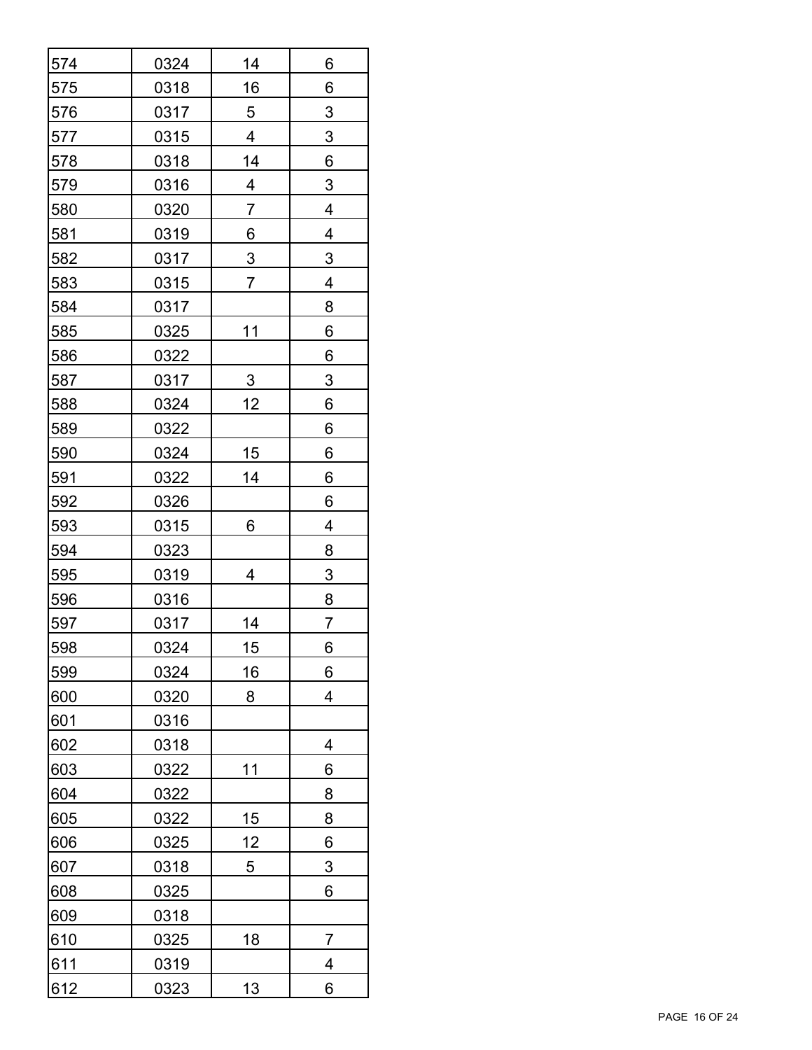| | | | |
|---|---|---|---|
| 574 | 0324 | 14 | 6 |
| 575 | 0318 | 16 | 6 |
| 576 | 0317 | 5 | 3 |
| 577 | 0315 | 4 | 3 |
| 578 | 0318 | 14 | 6 |
| 579 | 0316 | 4 | 3 |
| 580 | 0320 | 7 | 4 |
| 581 | 0319 | 6 | 4 |
| 582 | 0317 | 3 | 3 |
| 583 | 0315 | 7 | 4 |
| 584 | 0317 | | 8 |
| 585 | 0325 | 11 | 6 |
| 586 | 0322 | | 6 |
| 587 | 0317 | 3 | 3 |
| 588 | 0324 | 12 | 6 |
| 589 | 0322 | | 6 |
| 590 | 0324 | 15 | 6 |
| 591 | 0322 | 14 | 6 |
| 592 | 0326 | | 6 |
| 593 | 0315 | 6 | 4 |
| 594 | 0323 | | 8 |
| 595 | 0319 | 4 | 3 |
| 596 | 0316 | | 8 |
| 597 | 0317 | 14 | 7 |
| 598 | 0324 | 15 | 6 |
| 599 | 0324 | 16 | 6 |
| 600 | 0320 | 8 | 4 |
| 601 | 0316 | | |
| 602 | 0318 | | 4 |
| 603 | 0322 | 11 | 6 |
| 604 | 0322 | | 8 |
| 605 | 0322 | 15 | 8 |
| 606 | 0325 | 12 | 6 |
| 607 | 0318 | 5 | 3 |
| 608 | 0325 | | 6 |
| 609 | 0318 | | |
| 610 | 0325 | 18 | 7 |
| 611 | 0319 | | 4 |
| 612 | 0323 | 13 | 6 |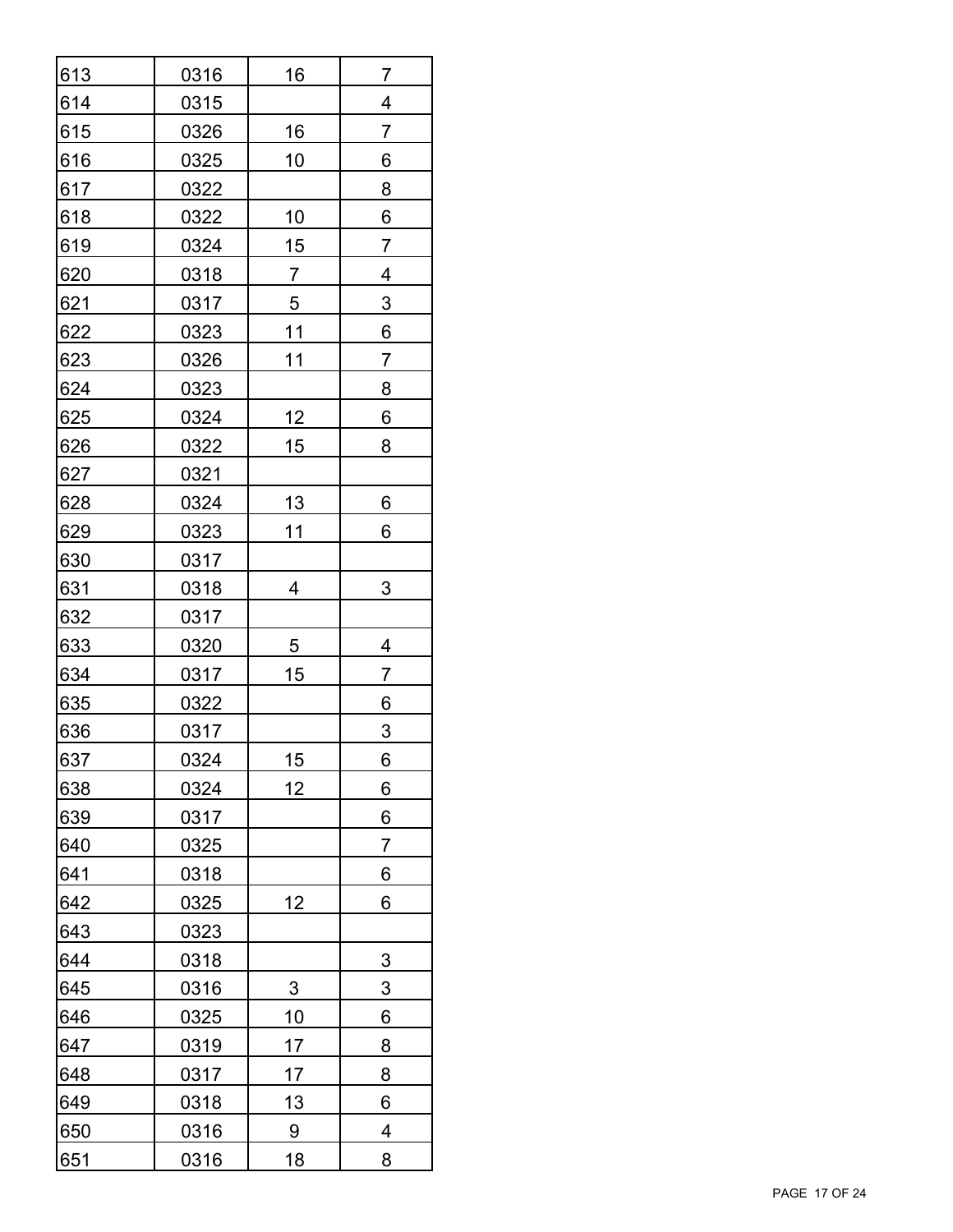| | | | |
|---|---|---|---|
| 613 | 0316 | 16 | 7 |
| 614 | 0315 | | 4 |
| 615 | 0326 | 16 | 7 |
| 616 | 0325 | 10 | 6 |
| 617 | 0322 | | 8 |
| 618 | 0322 | 10 | 6 |
| 619 | 0324 | 15 | 7 |
| 620 | 0318 | 7 | 4 |
| 621 | 0317 | 5 | 3 |
| 622 | 0323 | 11 | 6 |
| 623 | 0326 | 11 | 7 |
| 624 | 0323 | | 8 |
| 625 | 0324 | 12 | 6 |
| 626 | 0322 | 15 | 8 |
| 627 | 0321 | | |
| 628 | 0324 | 13 | 6 |
| 629 | 0323 | 11 | 6 |
| 630 | 0317 | | |
| 631 | 0318 | 4 | 3 |
| 632 | 0317 | | |
| 633 | 0320 | 5 | 4 |
| 634 | 0317 | 15 | 7 |
| 635 | 0322 | | 6 |
| 636 | 0317 | | 3 |
| 637 | 0324 | 15 | 6 |
| 638 | 0324 | 12 | 6 |
| 639 | 0317 | | 6 |
| 640 | 0325 | | 7 |
| 641 | 0318 | | 6 |
| 642 | 0325 | 12 | 6 |
| 643 | 0323 | | |
| 644 | 0318 | | 3 |
| 645 | 0316 | 3 | 3 |
| 646 | 0325 | 10 | 6 |
| 647 | 0319 | 17 | 8 |
| 648 | 0317 | 17 | 8 |
| 649 | 0318 | 13 | 6 |
| 650 | 0316 | 9 | 4 |
| 651 | 0316 | 18 | 8 |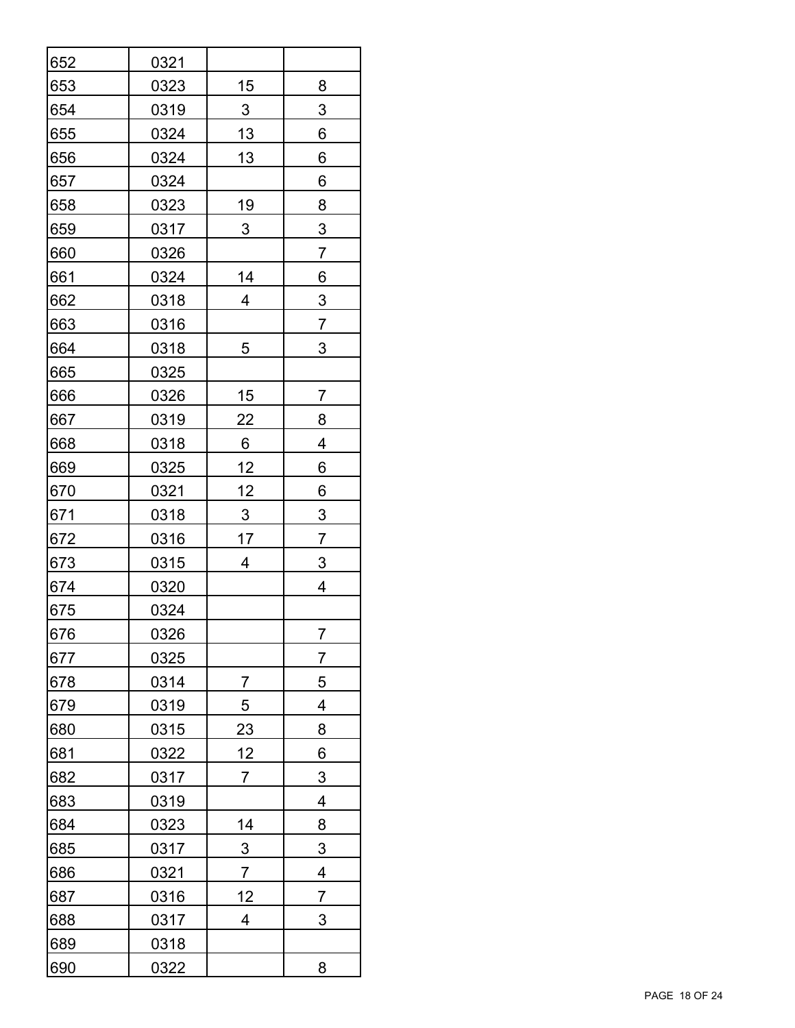| | | | |
|---|---|---|---|
| 652 | 0321 | | |
| 653 | 0323 | 15 | 8 |
| 654 | 0319 | 3 | 3 |
| 655 | 0324 | 13 | 6 |
| 656 | 0324 | 13 | 6 |
| 657 | 0324 | | 6 |
| 658 | 0323 | 19 | 8 |
| 659 | 0317 | 3 | 3 |
| 660 | 0326 | | 7 |
| 661 | 0324 | 14 | 6 |
| 662 | 0318 | 4 | 3 |
| 663 | 0316 | | 7 |
| 664 | 0318 | 5 | 3 |
| 665 | 0325 | | |
| 666 | 0326 | 15 | 7 |
| 667 | 0319 | 22 | 8 |
| 668 | 0318 | 6 | 4 |
| 669 | 0325 | 12 | 6 |
| 670 | 0321 | 12 | 6 |
| 671 | 0318 | 3 | 3 |
| 672 | 0316 | 17 | 7 |
| 673 | 0315 | 4 | 3 |
| 674 | 0320 | | 4 |
| 675 | 0324 | | |
| 676 | 0326 | | 7 |
| 677 | 0325 | | 7 |
| 678 | 0314 | 7 | 5 |
| 679 | 0319 | 5 | 4 |
| 680 | 0315 | 23 | 8 |
| 681 | 0322 | 12 | 6 |
| 682 | 0317 | 7 | 3 |
| 683 | 0319 | | 4 |
| 684 | 0323 | 14 | 8 |
| 685 | 0317 | 3 | 3 |
| 686 | 0321 | 7 | 4 |
| 687 | 0316 | 12 | 7 |
| 688 | 0317 | 4 | 3 |
| 689 | 0318 | | |
| 690 | 0322 | | 8 |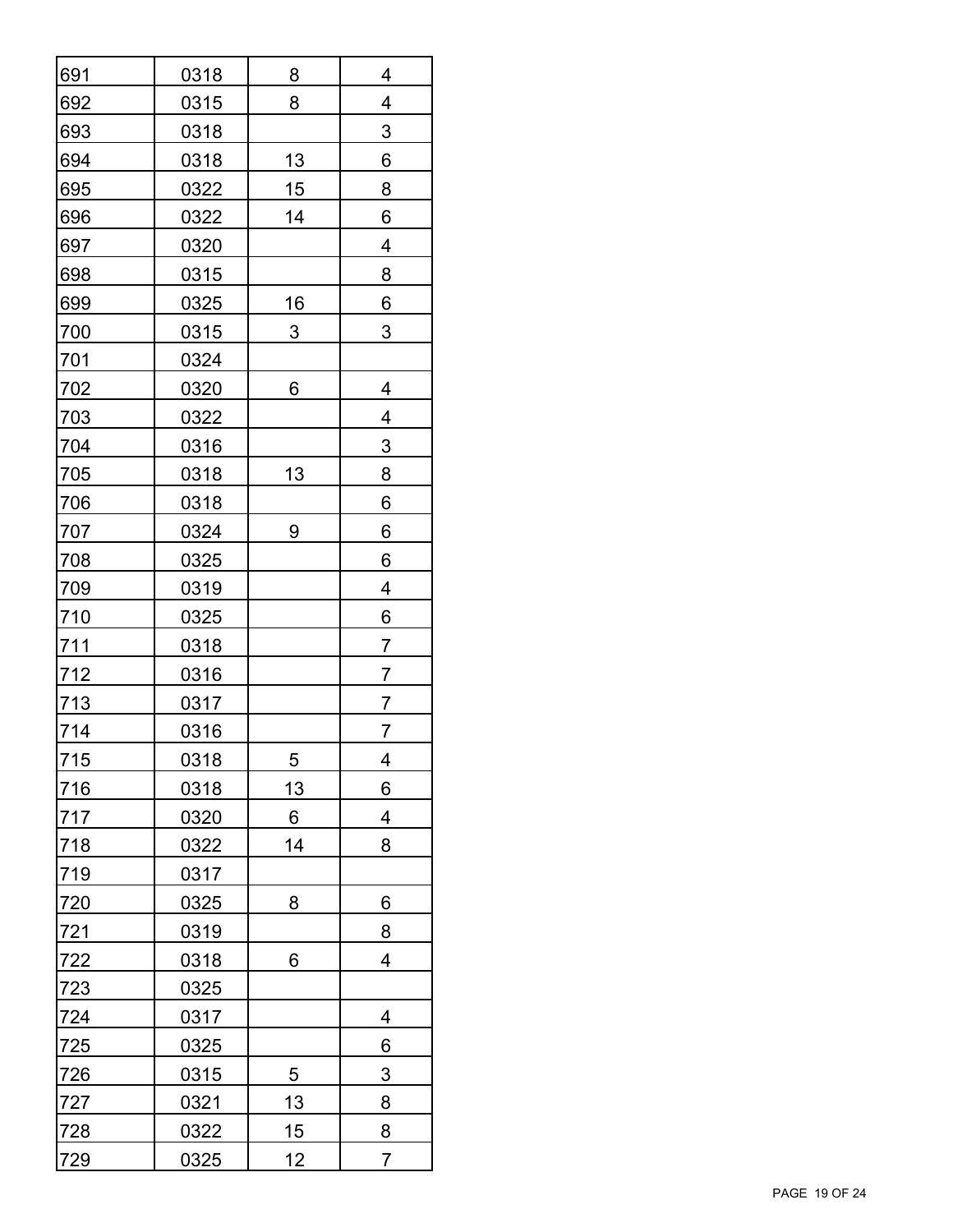| | | | |
|---|---|---|---|
| 691 | 0318 | 8 | 4 |
| 692 | 0315 | 8 | 4 |
| 693 | 0318 | | 3 |
| 694 | 0318 | 13 | 6 |
| 695 | 0322 | 15 | 8 |
| 696 | 0322 | 14 | 6 |
| 697 | 0320 | | 4 |
| 698 | 0315 | | 8 |
| 699 | 0325 | 16 | 6 |
| 700 | 0315 | 3 | 3 |
| 701 | 0324 | | |
| 702 | 0320 | 6 | 4 |
| 703 | 0322 | | 4 |
| 704 | 0316 | | 3 |
| 705 | 0318 | 13 | 8 |
| 706 | 0318 | | 6 |
| 707 | 0324 | 9 | 6 |
| 708 | 0325 | | 6 |
| 709 | 0319 | | 4 |
| 710 | 0325 | | 6 |
| 711 | 0318 | | 7 |
| 712 | 0316 | | 7 |
| 713 | 0317 | | 7 |
| 714 | 0316 | | 7 |
| 715 | 0318 | 5 | 4 |
| 716 | 0318 | 13 | 6 |
| 717 | 0320 | 6 | 4 |
| 718 | 0322 | 14 | 8 |
| 719 | 0317 | | |
| 720 | 0325 | 8 | 6 |
| 721 | 0319 | | 8 |
| 722 | 0318 | 6 | 4 |
| 723 | 0325 | | |
| 724 | 0317 | | 4 |
| 725 | 0325 | | 6 |
| 726 | 0315 | 5 | 3 |
| 727 | 0321 | 13 | 8 |
| 728 | 0322 | 15 | 8 |
| 729 | 0325 | 12 | 7 |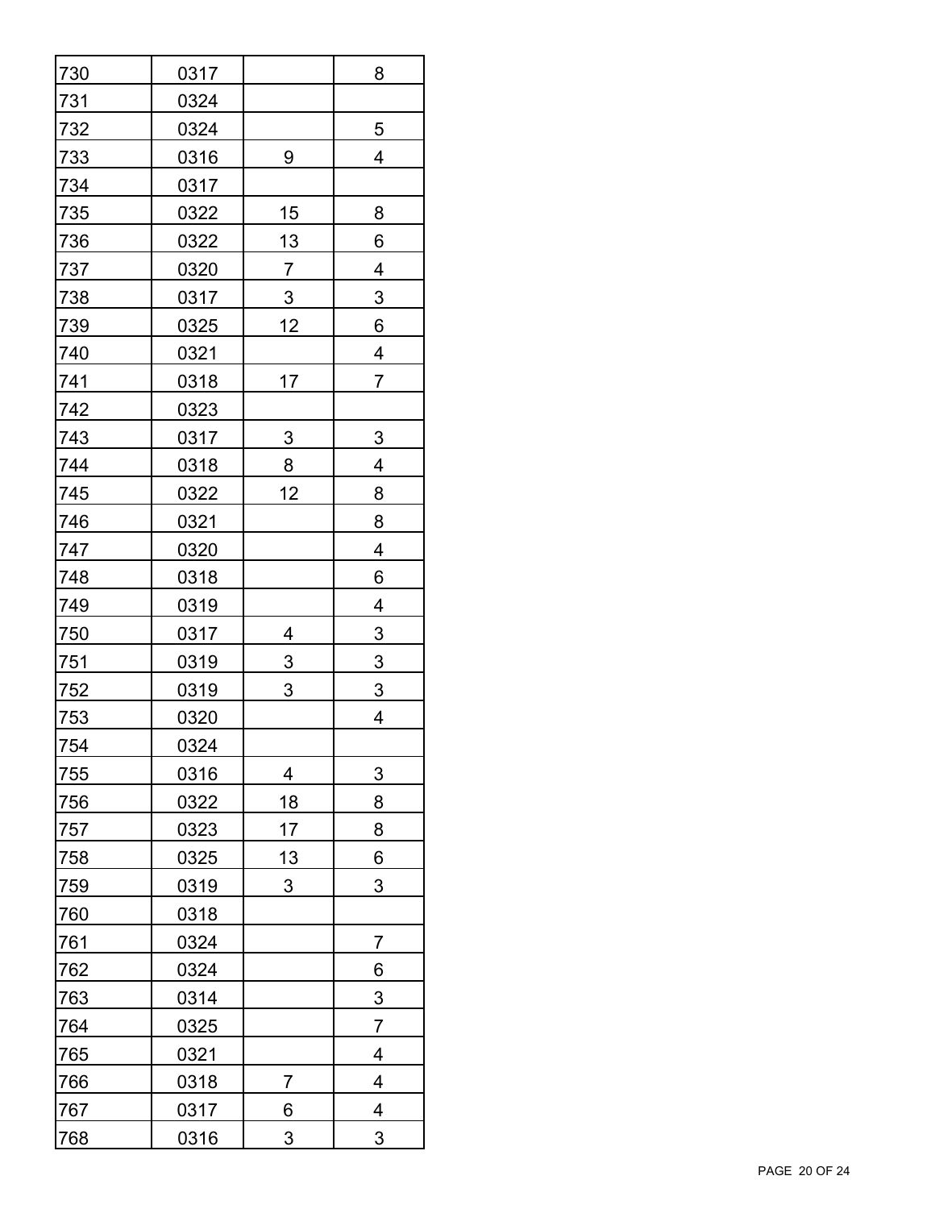| | | | |
|---|---|---|---|
| 730 | 0317 | | 8 |
| 731 | 0324 | | |
| 732 | 0324 | | 5 |
| 733 | 0316 | 9 | 4 |
| 734 | 0317 | | |
| 735 | 0322 | 15 | 8 |
| 736 | 0322 | 13 | 6 |
| 737 | 0320 | 7 | 4 |
| 738 | 0317 | 3 | 3 |
| 739 | 0325 | 12 | 6 |
| 740 | 0321 | | 4 |
| 741 | 0318 | 17 | 7 |
| 742 | 0323 | | |
| 743 | 0317 | 3 | 3 |
| 744 | 0318 | 8 | 4 |
| 745 | 0322 | 12 | 8 |
| 746 | 0321 | | 8 |
| 747 | 0320 | | 4 |
| 748 | 0318 | | 6 |
| 749 | 0319 | | 4 |
| 750 | 0317 | 4 | 3 |
| 751 | 0319 | 3 | 3 |
| 752 | 0319 | 3 | 3 |
| 753 | 0320 | | 4 |
| 754 | 0324 | | |
| 755 | 0316 | 4 | 3 |
| 756 | 0322 | 18 | 8 |
| 757 | 0323 | 17 | 8 |
| 758 | 0325 | 13 | 6 |
| 759 | 0319 | 3 | 3 |
| 760 | 0318 | | |
| 761 | 0324 | | 7 |
| 762 | 0324 | | 6 |
| 763 | 0314 | | 3 |
| 764 | 0325 | | 7 |
| 765 | 0321 | | 4 |
| 766 | 0318 | 7 | 4 |
| 767 | 0317 | 6 | 4 |
| 768 | 0316 | 3 | 3 |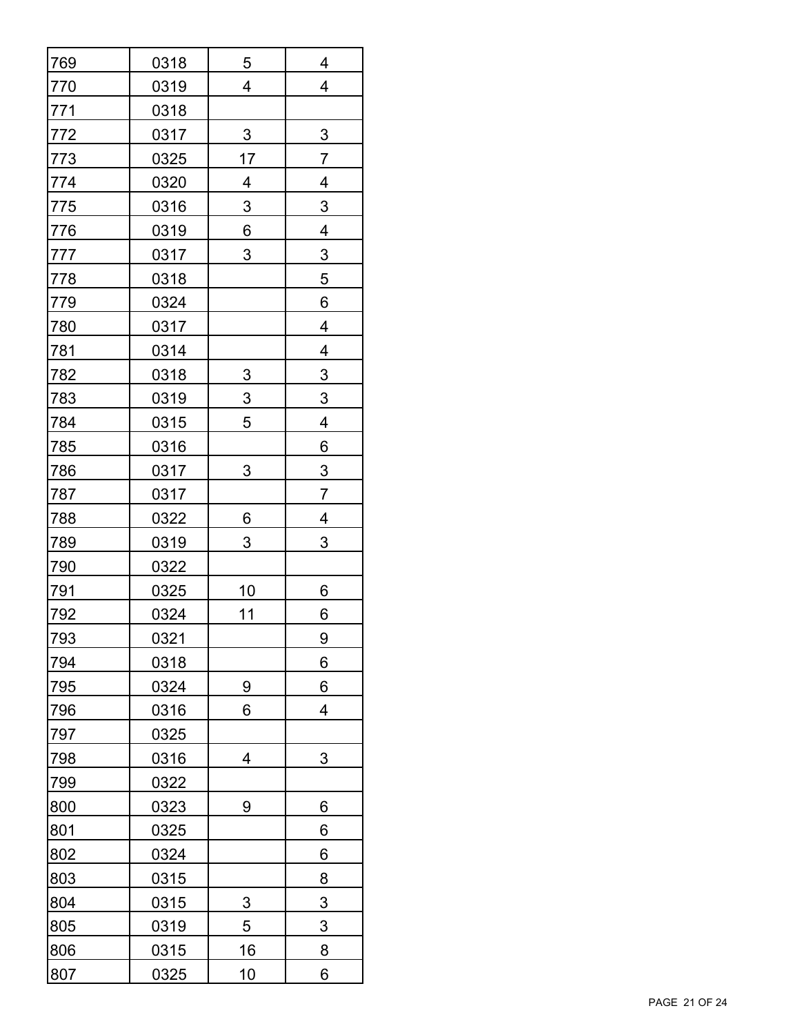| | | | |
|---|---|---|---|
| 769 | 0318 | 5 | 4 |
| 770 | 0319 | 4 | 4 |
| 771 | 0318 | | |
| 772 | 0317 | 3 | 3 |
| 773 | 0325 | 17 | 7 |
| 774 | 0320 | 4 | 4 |
| 775 | 0316 | 3 | 3 |
| 776 | 0319 | 6 | 4 |
| 777 | 0317 | 3 | 3 |
| 778 | 0318 | | 5 |
| 779 | 0324 | | 6 |
| 780 | 0317 | | 4 |
| 781 | 0314 | | 4 |
| 782 | 0318 | 3 | 3 |
| 783 | 0319 | 3 | 3 |
| 784 | 0315 | 5 | 4 |
| 785 | 0316 | | 6 |
| 786 | 0317 | 3 | 3 |
| 787 | 0317 | | 7 |
| 788 | 0322 | 6 | 4 |
| 789 | 0319 | 3 | 3 |
| 790 | 0322 | | |
| 791 | 0325 | 10 | 6 |
| 792 | 0324 | 11 | 6 |
| 793 | 0321 | | 9 |
| 794 | 0318 | | 6 |
| 795 | 0324 | 9 | 6 |
| 796 | 0316 | 6 | 4 |
| 797 | 0325 | | |
| 798 | 0316 | 4 | 3 |
| 799 | 0322 | | |
| 800 | 0323 | 9 | 6 |
| 801 | 0325 | | 6 |
| 802 | 0324 | | 6 |
| 803 | 0315 | | 8 |
| 804 | 0315 | 3 | 3 |
| 805 | 0319 | 5 | 3 |
| 806 | 0315 | 16 | 8 |
| 807 | 0325 | 10 | 6 |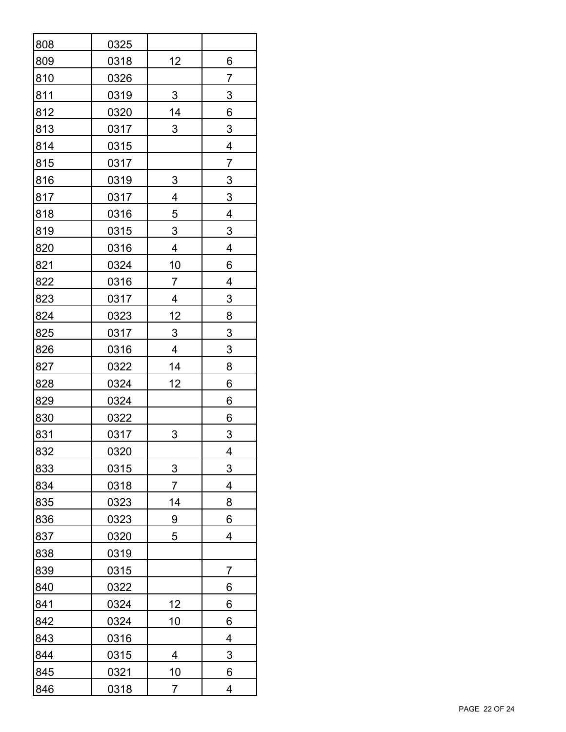| | | | |
|---|---|---|---|
| 808 | 0325 | | |
| 809 | 0318 | 12 | 6 |
| 810 | 0326 | | 7 |
| 811 | 0319 | 3 | 3 |
| 812 | 0320 | 14 | 6 |
| 813 | 0317 | 3 | 3 |
| 814 | 0315 | | 4 |
| 815 | 0317 | | 7 |
| 816 | 0319 | 3 | 3 |
| 817 | 0317 | 4 | 3 |
| 818 | 0316 | 5 | 4 |
| 819 | 0315 | 3 | 3 |
| 820 | 0316 | 4 | 4 |
| 821 | 0324 | 10 | 6 |
| 822 | 0316 | 7 | 4 |
| 823 | 0317 | 4 | 3 |
| 824 | 0323 | 12 | 8 |
| 825 | 0317 | 3 | 3 |
| 826 | 0316 | 4 | 3 |
| 827 | 0322 | 14 | 8 |
| 828 | 0324 | 12 | 6 |
| 829 | 0324 | | 6 |
| 830 | 0322 | | 6 |
| 831 | 0317 | 3 | 3 |
| 832 | 0320 | | 4 |
| 833 | 0315 | 3 | 3 |
| 834 | 0318 | 7 | 4 |
| 835 | 0323 | 14 | 8 |
| 836 | 0323 | 9 | 6 |
| 837 | 0320 | 5 | 4 |
| 838 | 0319 | | |
| 839 | 0315 | | 7 |
| 840 | 0322 | | 6 |
| 841 | 0324 | 12 | 6 |
| 842 | 0324 | 10 | 6 |
| 843 | 0316 | | 4 |
| 844 | 0315 | 4 | 3 |
| 845 | 0321 | 10 | 6 |
| 846 | 0318 | 7 | 4 |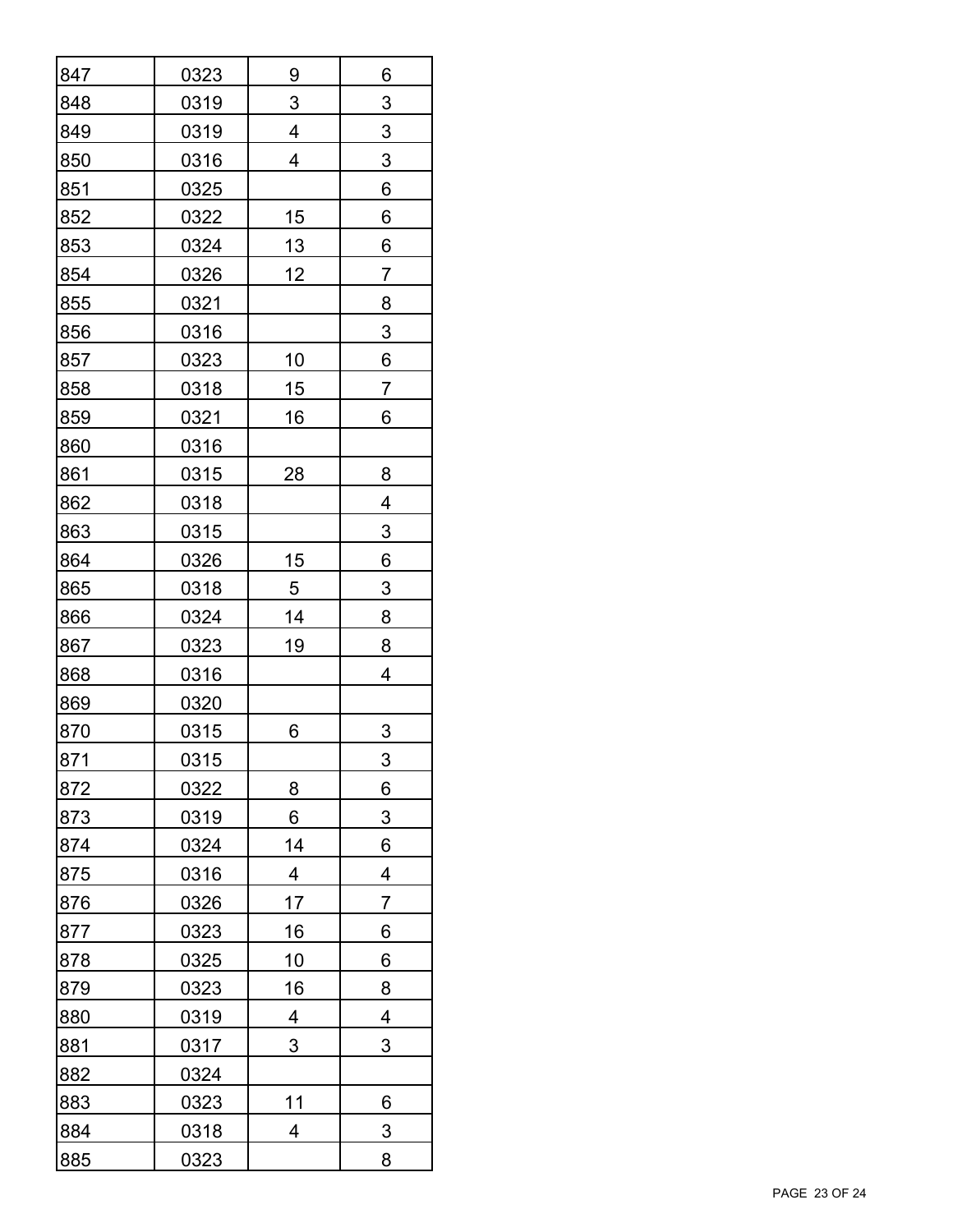| | | | |
|---|---|---|---|
| 847 | 0323 | 9 | 6 |
| 848 | 0319 | 3 | 3 |
| 849 | 0319 | 4 | 3 |
| 850 | 0316 | 4 | 3 |
| 851 | 0325 | | 6 |
| 852 | 0322 | 15 | 6 |
| 853 | 0324 | 13 | 6 |
| 854 | 0326 | 12 | 7 |
| 855 | 0321 | | 8 |
| 856 | 0316 | | 3 |
| 857 | 0323 | 10 | 6 |
| 858 | 0318 | 15 | 7 |
| 859 | 0321 | 16 | 6 |
| 860 | 0316 | | |
| 861 | 0315 | 28 | 8 |
| 862 | 0318 | | 4 |
| 863 | 0315 | | 3 |
| 864 | 0326 | 15 | 6 |
| 865 | 0318 | 5 | 3 |
| 866 | 0324 | 14 | 8 |
| 867 | 0323 | 19 | 8 |
| 868 | 0316 | | 4 |
| 869 | 0320 | | |
| 870 | 0315 | 6 | 3 |
| 871 | 0315 | | 3 |
| 872 | 0322 | 8 | 6 |
| 873 | 0319 | 6 | 3 |
| 874 | 0324 | 14 | 6 |
| 875 | 0316 | 4 | 4 |
| 876 | 0326 | 17 | 7 |
| 877 | 0323 | 16 | 6 |
| 878 | 0325 | 10 | 6 |
| 879 | 0323 | 16 | 8 |
| 880 | 0319 | 4 | 4 |
| 881 | 0317 | 3 | 3 |
| 882 | 0324 | | |
| 883 | 0323 | 11 | 6 |
| 884 | 0318 | 4 | 3 |
| 885 | 0323 | | 8 |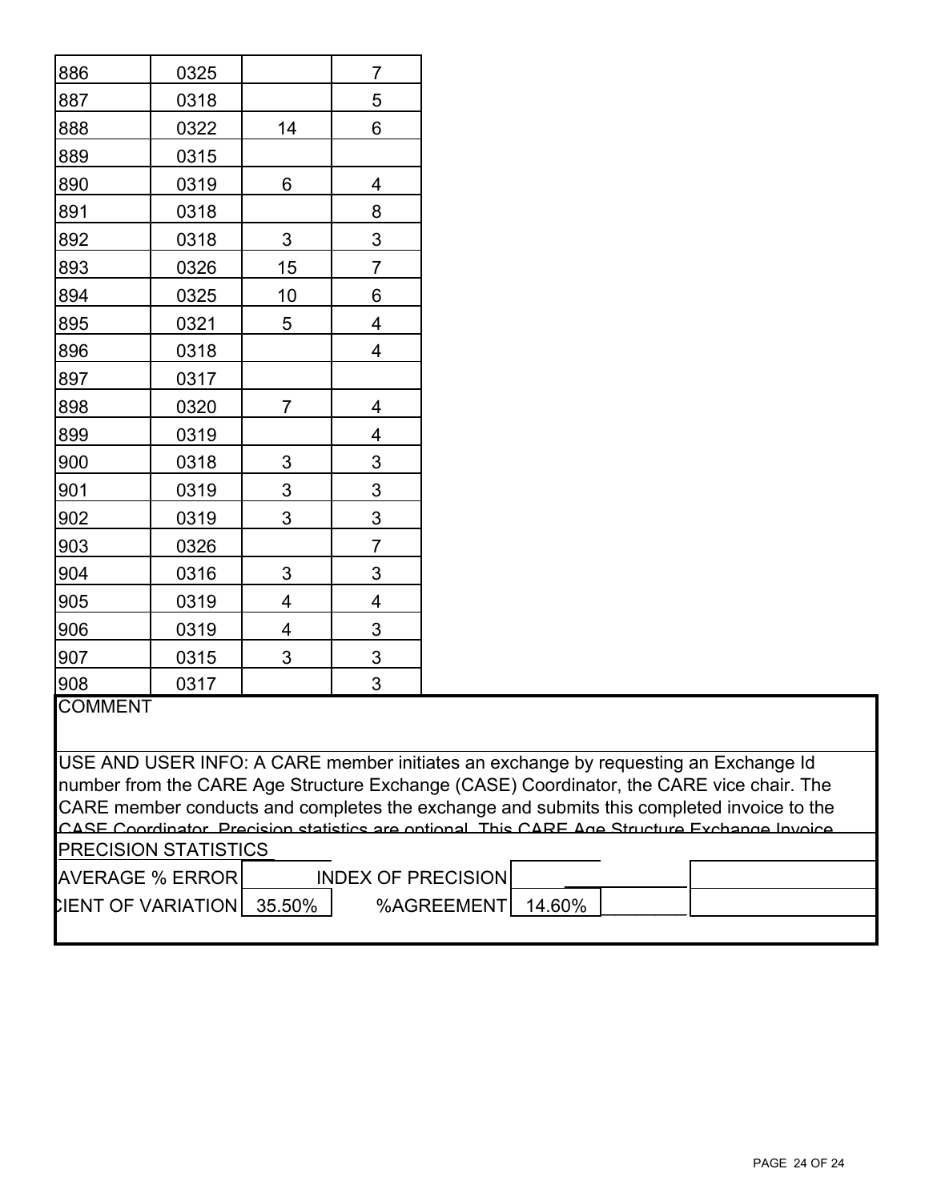| | | | |
|---|---|---|---|
| 886 | 0325 | | 7 |
| 887 | 0318 | | 5 |
| 888 | 0322 | 14 | 6 |
| 889 | 0315 | | |
| 890 | 0319 | 6 | 4 |
| 891 | 0318 | | 8 |
| 892 | 0318 | 3 | 3 |
| 893 | 0326 | 15 | 7 |
| 894 | 0325 | 10 | 6 |
| 895 | 0321 | 5 | 4 |
| 896 | 0318 | | 4 |
| 897 | 0317 | | |
| 898 | 0320 | 7 | 4 |
| 899 | 0319 | | 4 |
| 900 | 0318 | 3 | 3 |
| 901 | 0319 | 3 | 3 |
| 902 | 0319 | 3 | 3 |
| 903 | 0326 | | 7 |
| 904 | 0316 | 3 | 3 |
| 905 | 0319 | 4 | 4 |
| 906 | 0319 | 4 | 3 |
| 907 | 0315 | 3 | 3 |
| 908 | 0317 | | 3 |

COMMENT

USE AND USER INFO: A CARE member initiates an exchange by requesting an Exchange Id number from the CARE Age Structure Exchange (CASE) Coordinator, the CARE vice chair. The CARE member conducts and completes the exchange and submits this completed invoice to the CASE Coordinator. Precision statistics are optional. This CARE Age Structure Exchange Invoice

PRECISION STATISTICS

| | | | |
|---|---|---|---|
| AVERAGE % ERROR | | INDEX OF PRECISION | |
| CIENT OF VARIATION | 35.50% | %AGREEMENT | 14.60% |